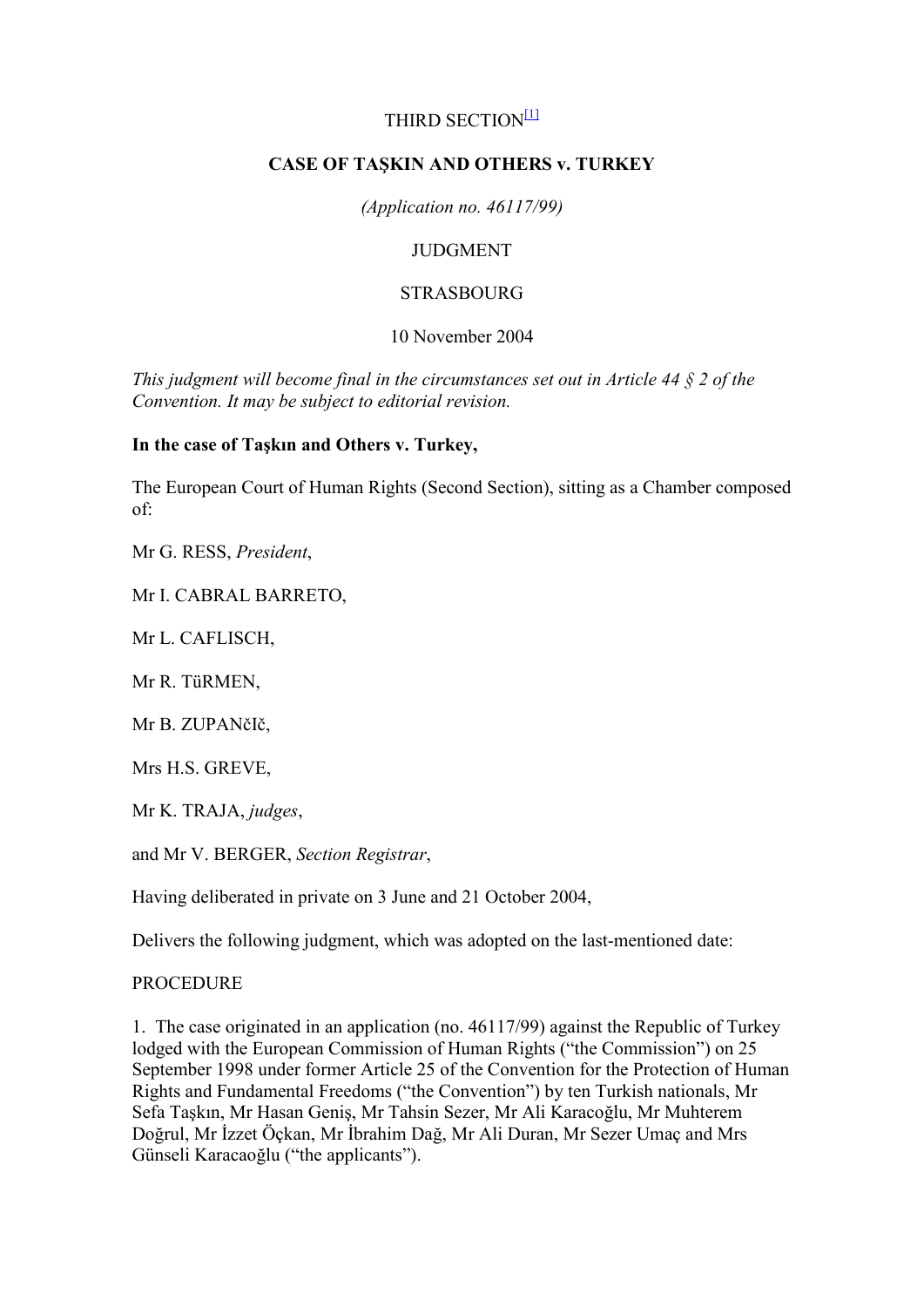THIRD SECTION[1]

**CASE OF TAŞKIN AND OTHERS v. TURKEY**

*(Application no. 46117/99)*

JUDGMENT

STRASBOURG

10 November 2004

*This judgment will become final in the circumstances set out in Article 44 § 2 of the Convention. It may be subject to editorial revision.*

**In the case of Taşkın and Others v. Turkey,**

The European Court of Human Rights (Second Section), sitting as a Chamber composed of:

Mr G. RESS, *President*,

Mr I. CABRAL BARRETO,

Mr L. CAFLISCH,

Mr R. TüRMEN,

Mr B. ZUPANčIč,

Mrs H.S. GREVE,

Mr K. TRAJA, *judges*,

and Mr V. BERGER, *Section Registrar*,

Having deliberated in private on 3 June and 21 October 2004,

Delivers the following judgment, which was adopted on the last-mentioned date:

PROCEDURE

1. The case originated in an application (no. 46117/99) against the Republic of Turkey lodged with the European Commission of Human Rights ("the Commission") on 25 September 1998 under former Article 25 of the Convention for the Protection of Human Rights and Fundamental Freedoms ("the Convention") by ten Turkish nationals, Mr Sefa Taşkın, Mr Hasan Geniş, Mr Tahsin Sezer, Mr Ali Karacoğlu, Mr Muhterem Doğrul, Mr İzzet Öçkan, Mr İbrahim Dağ, Mr Ali Duran, Mr Sezer Umaç and Mrs Günseli Karacaoğlu ("the applicants").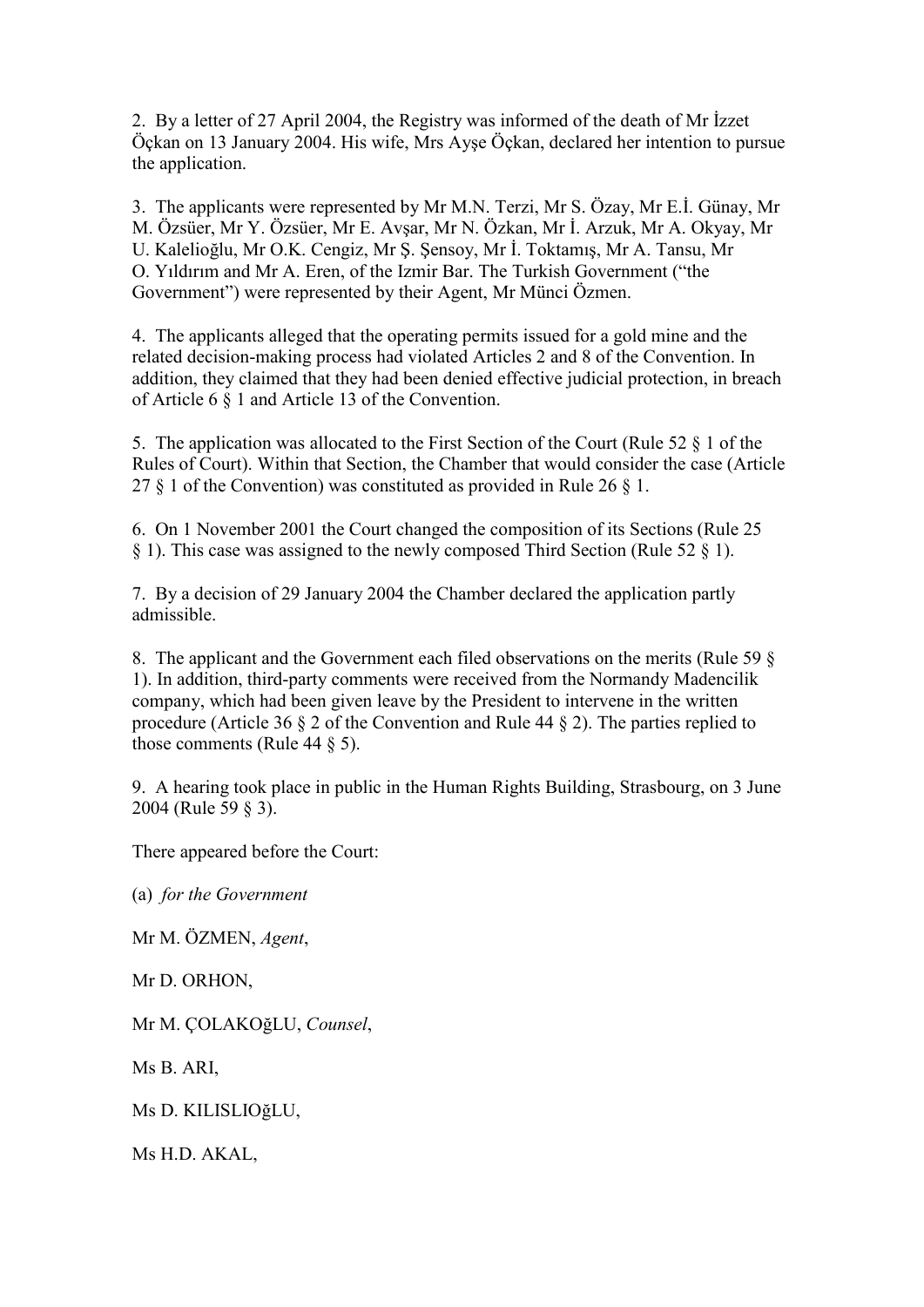2. By a letter of 27 April 2004, the Registry was informed of the death of Mr İzzet Öçkan on 13 January 2004. His wife, Mrs Ayşe Öçkan, declared her intention to pursue the application.

3. The applicants were represented by Mr M.N. Terzi, Mr S. Özay, Mr E.İ. Günay, Mr M. Özsüer, Mr Y. Özsüer, Mr E. Avşar, Mr N. Özkan, Mr İ. Arzuk, Mr A. Okyay, Mr U. Kalelioğlu, Mr O.K. Cengiz, Mr Ş. Şensoy, Mr İ. Toktamış, Mr A. Tansu, Mr O. Yıldırım and Mr A. Eren, of the Izmir Bar. The Turkish Government ("the Government") were represented by their Agent, Mr Münci Özmen.

4. The applicants alleged that the operating permits issued for a gold mine and the related decision-making process had violated Articles 2 and 8 of the Convention. In addition, they claimed that they had been denied effective judicial protection, in breach of Article 6 § 1 and Article 13 of the Convention.

5. The application was allocated to the First Section of the Court (Rule 52 § 1 of the Rules of Court). Within that Section, the Chamber that would consider the case (Article 27 § 1 of the Convention) was constituted as provided in Rule 26 § 1.

6. On 1 November 2001 the Court changed the composition of its Sections (Rule 25 § 1). This case was assigned to the newly composed Third Section (Rule 52 § 1).

7. By a decision of 29 January 2004 the Chamber declared the application partly admissible.

8. The applicant and the Government each filed observations on the merits (Rule 59 § 1). In addition, third-party comments were received from the Normandy Madencilik company, which had been given leave by the President to intervene in the written procedure (Article 36 § 2 of the Convention and Rule 44 § 2). The parties replied to those comments (Rule 44 § 5).

9. A hearing took place in public in the Human Rights Building, Strasbourg, on 3 June 2004 (Rule 59 § 3).

There appeared before the Court:

(a) *for the Government*

Mr M. ÖZMEN, *Agent*,

Mr D. ORHON,

Mr M. ÇOLAKOğLU, *Counsel*,

Ms B. ARI,

Ms D. KILISLIOğLU,

Ms H.D. AKAL,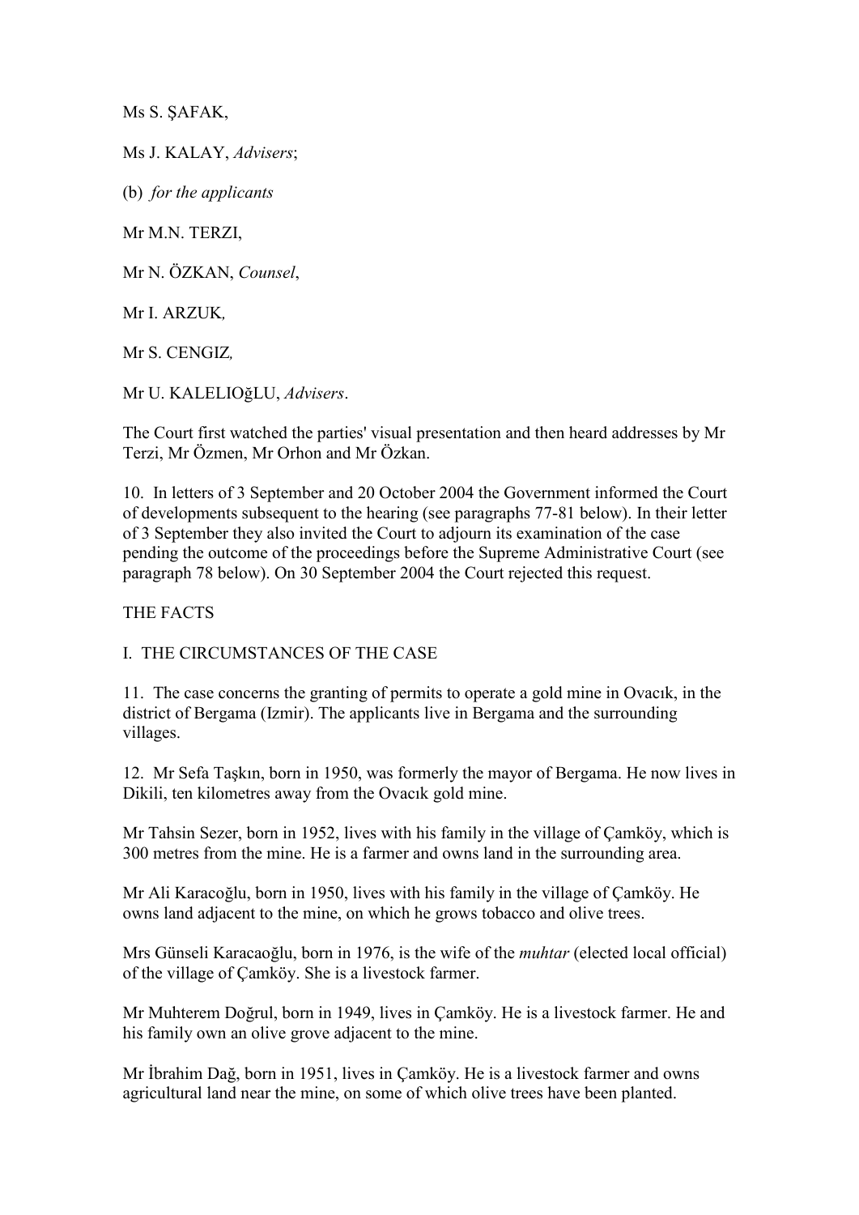Ms S. ŞAFAK,

Ms J. KALAY, *Advisers*;

(b) *for the applicants*

Mr M.N. TERZI,

Mr N. ÖZKAN, *Counsel*,

Mr I. ARZUK*,*

Mr S. CENGIZ*,*

Mr U. KALELIOğLU, *Advisers*.

The Court first watched the parties' visual presentation and then heard addresses by Mr Terzi, Mr Özmen, Mr Orhon and Mr Özkan.

10. In letters of 3 September and 20 October 2004 the Government informed the Court of developments subsequent to the hearing (see paragraphs 77-81 below). In their letter of 3 September they also invited the Court to adjourn its examination of the case pending the outcome of the proceedings before the Supreme Administrative Court (see paragraph 78 below). On 30 September 2004 the Court rejected this request.

## THE FACTS

### I. THE CIRCUMSTANCES OF THE CASE

11. The case concerns the granting of permits to operate a gold mine in Ovacık, in the district of Bergama (Izmir). The applicants live in Bergama and the surrounding villages.

12. Mr Sefa Taşkın, born in 1950, was formerly the mayor of Bergama. He now lives in Dikili, ten kilometres away from the Ovacık gold mine.

Mr Tahsin Sezer, born in 1952, lives with his family in the village of Çamköy, which is 300 metres from the mine. He is a farmer and owns land in the surrounding area.

Mr Ali Karacoğlu, born in 1950, lives with his family in the village of Çamköy. He owns land adjacent to the mine, on which he grows tobacco and olive trees.

Mrs Günseli Karacaoğlu, born in 1976, is the wife of the *muhtar* (elected local official) of the village of Çamköy. She is a livestock farmer.

Mr Muhterem Doğrul, born in 1949, lives in Çamköy. He is a livestock farmer. He and his family own an olive grove adjacent to the mine.

Mr İbrahim Dağ, born in 1951, lives in Çamköy. He is a livestock farmer and owns agricultural land near the mine, on some of which olive trees have been planted.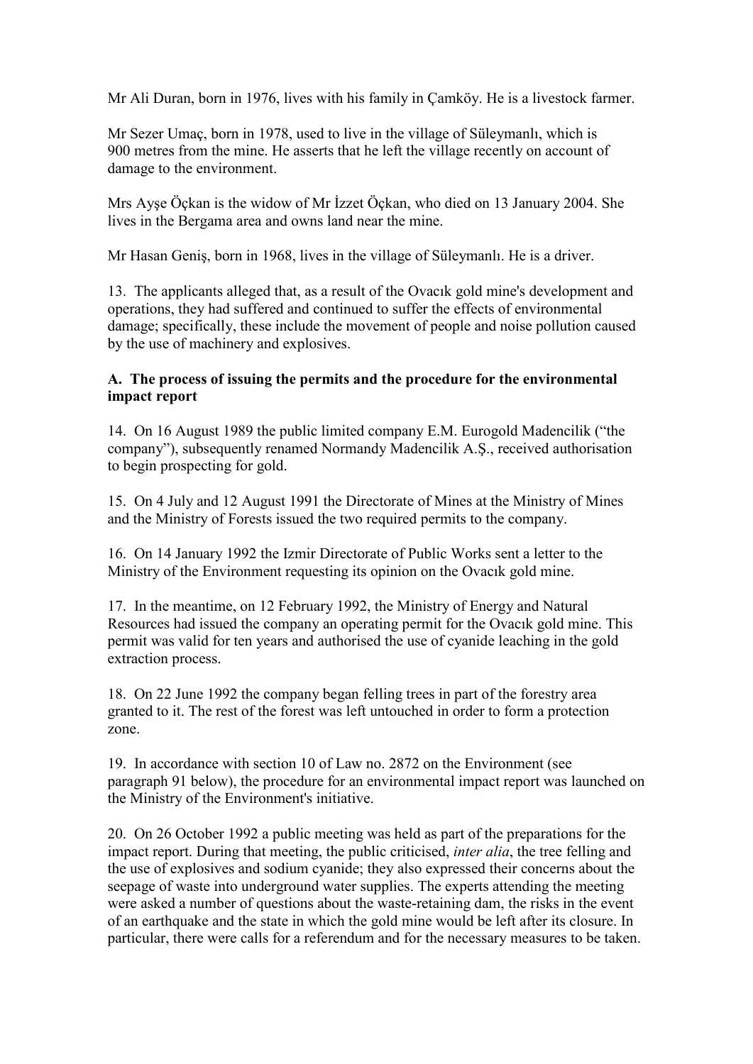Mr Ali Duran, born in 1976, lives with his family in Çamköy. He is a livestock farmer.

Mr Sezer Umaç, born in 1978, used to live in the village of Süleymanlı, which is 900 metres from the mine. He asserts that he left the village recently on account of damage to the environment.

Mrs Ayşe Öçkan is the widow of Mr İzzet Öçkan, who died on 13 January 2004. She lives in the Bergama area and owns land near the mine.

Mr Hasan Geniş, born in 1968, lives in the village of Süleymanlı. He is a driver.

13. The applicants alleged that, as a result of the Ovacık gold mine's development and operations, they had suffered and continued to suffer the effects of environmental damage; specifically, these include the movement of people and noise pollution caused by the use of machinery and explosives.

### A. The process of issuing the permits and the procedure for the environmental impact report

14. On 16 August 1989 the public limited company E.M. Eurogold Madencilik ("the company"), subsequently renamed Normandy Madencilik A.Ş., received authorisation to begin prospecting for gold.

15. On 4 July and 12 August 1991 the Directorate of Mines at the Ministry of Mines and the Ministry of Forests issued the two required permits to the company.

16. On 14 January 1992 the Izmir Directorate of Public Works sent a letter to the Ministry of the Environment requesting its opinion on the Ovacık gold mine.

17. In the meantime, on 12 February 1992, the Ministry of Energy and Natural Resources had issued the company an operating permit for the Ovacık gold mine. This permit was valid for ten years and authorised the use of cyanide leaching in the gold extraction process.

18. On 22 June 1992 the company began felling trees in part of the forestry area granted to it. The rest of the forest was left untouched in order to form a protection zone.

19. In accordance with section 10 of Law no. 2872 on the Environment (see paragraph 91 below), the procedure for an environmental impact report was launched on the Ministry of the Environment's initiative.

20. On 26 October 1992 a public meeting was held as part of the preparations for the impact report. During that meeting, the public criticised, *inter alia*, the tree felling and the use of explosives and sodium cyanide; they also expressed their concerns about the seepage of waste into underground water supplies. The experts attending the meeting were asked a number of questions about the waste-retaining dam, the risks in the event of an earthquake and the state in which the gold mine would be left after its closure. In particular, there were calls for a referendum and for the necessary measures to be taken.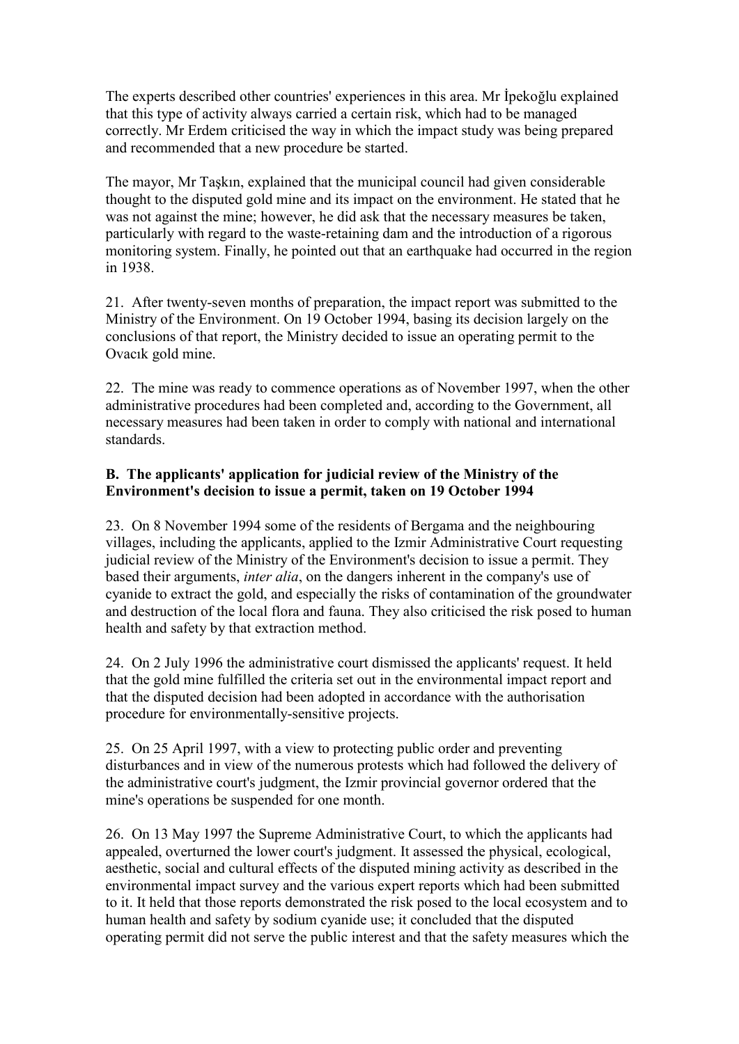The experts described other countries' experiences in this area. Mr İpekoğlu explained that this type of activity always carried a certain risk, which had to be managed correctly. Mr Erdem criticised the way in which the impact study was being prepared and recommended that a new procedure be started.

The mayor, Mr Taşkın, explained that the municipal council had given considerable thought to the disputed gold mine and its impact on the environment. He stated that he was not against the mine; however, he did ask that the necessary measures be taken, particularly with regard to the waste-retaining dam and the introduction of a rigorous monitoring system. Finally, he pointed out that an earthquake had occurred in the region in 1938.

21. After twenty-seven months of preparation, the impact report was submitted to the Ministry of the Environment. On 19 October 1994, basing its decision largely on the conclusions of that report, the Ministry decided to issue an operating permit to the Ovacık gold mine.

22. The mine was ready to commence operations as of November 1997, when the other administrative procedures had been completed and, according to the Government, all necessary measures had been taken in order to comply with national and international standards.

### B. The applicants' application for judicial review of the Ministry of the Environment's decision to issue a permit, taken on 19 October 1994

23. On 8 November 1994 some of the residents of Bergama and the neighbouring villages, including the applicants, applied to the Izmir Administrative Court requesting judicial review of the Ministry of the Environment's decision to issue a permit. They based their arguments, *inter alia*, on the dangers inherent in the company's use of cyanide to extract the gold, and especially the risks of contamination of the groundwater and destruction of the local flora and fauna. They also criticised the risk posed to human health and safety by that extraction method.

24. On 2 July 1996 the administrative court dismissed the applicants' request. It held that the gold mine fulfilled the criteria set out in the environmental impact report and that the disputed decision had been adopted in accordance with the authorisation procedure for environmentally-sensitive projects.

25. On 25 April 1997, with a view to protecting public order and preventing disturbances and in view of the numerous protests which had followed the delivery of the administrative court's judgment, the Izmir provincial governor ordered that the mine's operations be suspended for one month.

26. On 13 May 1997 the Supreme Administrative Court, to which the applicants had appealed, overturned the lower court's judgment. It assessed the physical, ecological, aesthetic, social and cultural effects of the disputed mining activity as described in the environmental impact survey and the various expert reports which had been submitted to it. It held that those reports demonstrated the risk posed to the local ecosystem and to human health and safety by sodium cyanide use; it concluded that the disputed operating permit did not serve the public interest and that the safety measures which the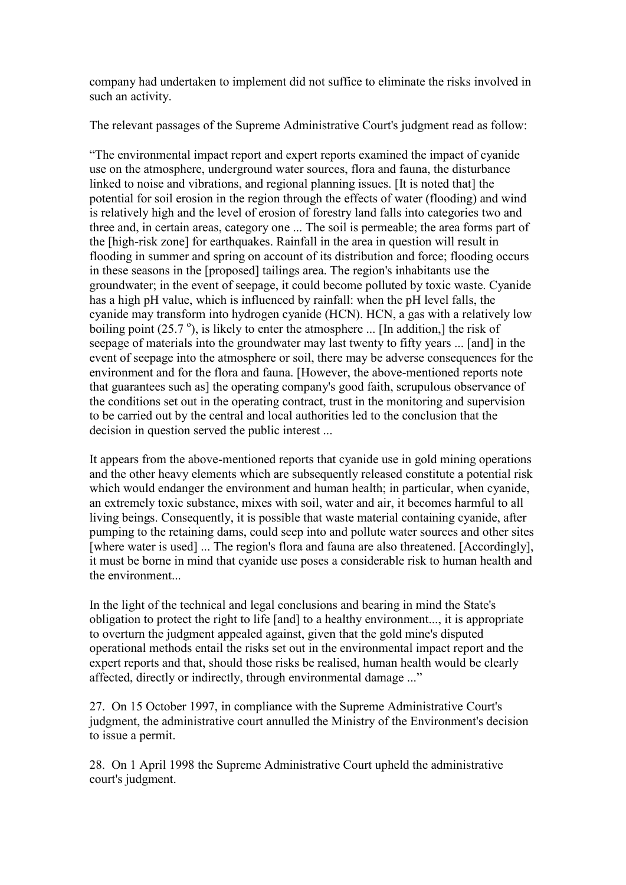company had undertaken to implement did not suffice to eliminate the risks involved in such an activity.

The relevant passages of the Supreme Administrative Court's judgment read as follow:

"The environmental impact report and expert reports examined the impact of cyanide use on the atmosphere, underground water sources, flora and fauna, the disturbance linked to noise and vibrations, and regional planning issues. [It is noted that] the potential for soil erosion in the region through the effects of water (flooding) and wind is relatively high and the level of erosion of forestry land falls into categories two and three and, in certain areas, category one ... The soil is permeable; the area forms part of the [high-risk zone] for earthquakes. Rainfall in the area in question will result in flooding in summer and spring on account of its distribution and force; flooding occurs in these seasons in the [proposed] tailings area. The region's inhabitants use the groundwater; in the event of seepage, it could become polluted by toxic waste. Cyanide has a high pH value, which is influenced by rainfall: when the pH level falls, the cyanide may transform into hydrogen cyanide (HCN). HCN, a gas with a relatively low boiling point (25.7 $^{o}$), is likely to enter the atmosphere ... [In addition,] the risk of seepage of materials into the groundwater may last twenty to fifty years ... [and] in the event of seepage into the atmosphere or soil, there may be adverse consequences for the environment and for the flora and fauna. [However, the above-mentioned reports note that guarantees such as] the operating company's good faith, scrupulous observance of the conditions set out in the operating contract, trust in the monitoring and supervision to be carried out by the central and local authorities led to the conclusion that the decision in question served the public interest ...

It appears from the above-mentioned reports that cyanide use in gold mining operations and the other heavy elements which are subsequently released constitute a potential risk which would endanger the environment and human health; in particular, when cyanide, an extremely toxic substance, mixes with soil, water and air, it becomes harmful to all living beings. Consequently, it is possible that waste material containing cyanide, after pumping to the retaining dams, could seep into and pollute water sources and other sites [where water is used] ... The region's flora and fauna are also threatened. [Accordingly], it must be borne in mind that cyanide use poses a considerable risk to human health and the environment...

In the light of the technical and legal conclusions and bearing in mind the State's obligation to protect the right to life [and] to a healthy environment..., it is appropriate to overturn the judgment appealed against, given that the gold mine's disputed operational methods entail the risks set out in the environmental impact report and the expert reports and that, should those risks be realised, human health would be clearly affected, directly or indirectly, through environmental damage ..."

27. On 15 October 1997, in compliance with the Supreme Administrative Court's judgment, the administrative court annulled the Ministry of the Environment's decision to issue a permit.

28. On 1 April 1998 the Supreme Administrative Court upheld the administrative court's judgment.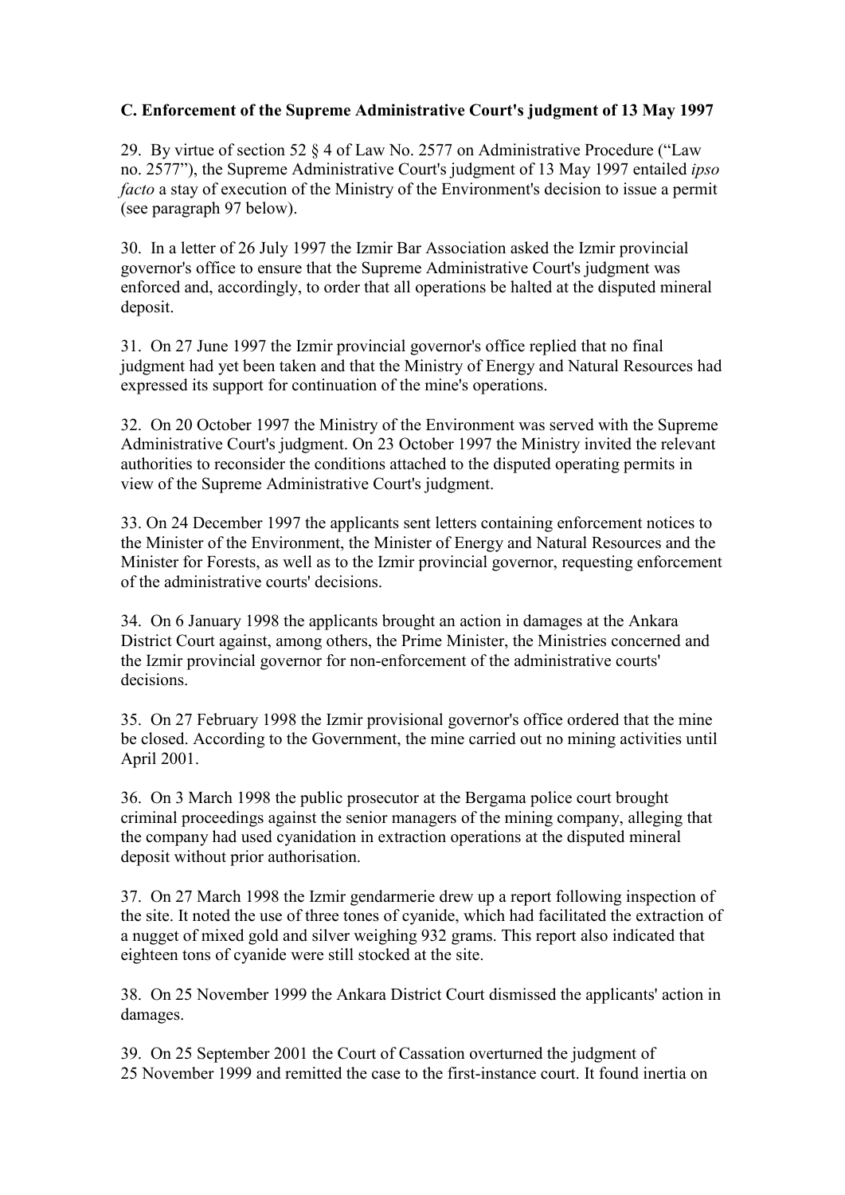### C. Enforcement of the Supreme Administrative Court's judgment of 13 May 1997

29. By virtue of section 52 § 4 of Law No. 2577 on Administrative Procedure ("Law no. 2577"), the Supreme Administrative Court's judgment of 13 May 1997 entailed *ipso facto* a stay of execution of the Ministry of the Environment's decision to issue a permit (see paragraph 97 below).

30. In a letter of 26 July 1997 the Izmir Bar Association asked the Izmir provincial governor's office to ensure that the Supreme Administrative Court's judgment was enforced and, accordingly, to order that all operations be halted at the disputed mineral deposit.

31. On 27 June 1997 the Izmir provincial governor's office replied that no final judgment had yet been taken and that the Ministry of Energy and Natural Resources had expressed its support for continuation of the mine's operations.

32. On 20 October 1997 the Ministry of the Environment was served with the Supreme Administrative Court's judgment. On 23 October 1997 the Ministry invited the relevant authorities to reconsider the conditions attached to the disputed operating permits in view of the Supreme Administrative Court's judgment.

33. On 24 December 1997 the applicants sent letters containing enforcement notices to the Minister of the Environment, the Minister of Energy and Natural Resources and the Minister for Forests, as well as to the Izmir provincial governor, requesting enforcement of the administrative courts' decisions.

34. On 6 January 1998 the applicants brought an action in damages at the Ankara District Court against, among others, the Prime Minister, the Ministries concerned and the Izmir provincial governor for non-enforcement of the administrative courts' decisions.

35. On 27 February 1998 the Izmir provisional governor's office ordered that the mine be closed. According to the Government, the mine carried out no mining activities until April 2001.

36. On 3 March 1998 the public prosecutor at the Bergama police court brought criminal proceedings against the senior managers of the mining company, alleging that the company had used cyanidation in extraction operations at the disputed mineral deposit without prior authorisation.

37. On 27 March 1998 the Izmir gendarmerie drew up a report following inspection of the site. It noted the use of three tones of cyanide, which had facilitated the extraction of a nugget of mixed gold and silver weighing 932 grams. This report also indicated that eighteen tons of cyanide were still stocked at the site.

38. On 25 November 1999 the Ankara District Court dismissed the applicants' action in damages.

39. On 25 September 2001 the Court of Cassation overturned the judgment of 25 November 1999 and remitted the case to the first-instance court. It found inertia on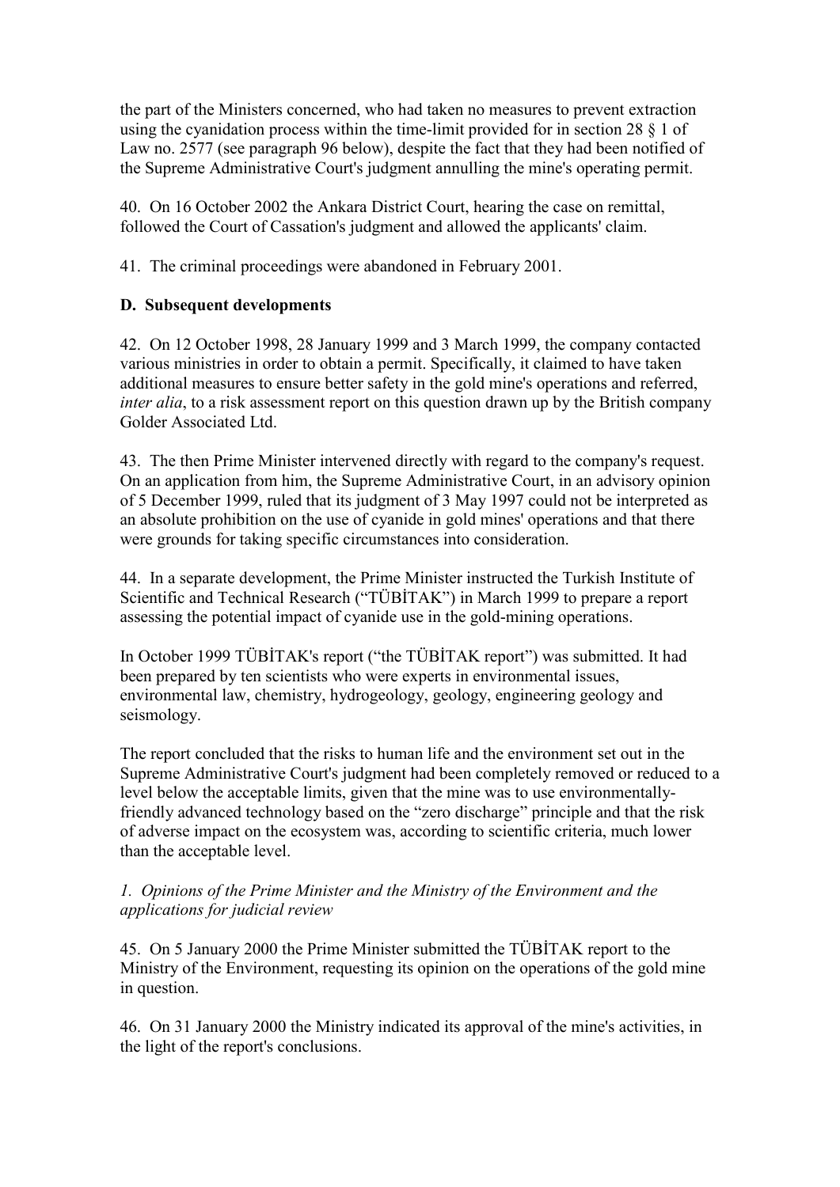the part of the Ministers concerned, who had taken no measures to prevent extraction using the cyanidation process within the time-limit provided for in section 28 § 1 of Law no. 2577 (see paragraph 96 below), despite the fact that they had been notified of the Supreme Administrative Court's judgment annulling the mine's operating permit.

40. On 16 October 2002 the Ankara District Court, hearing the case on remittal, followed the Court of Cassation's judgment and allowed the applicants' claim.

41. The criminal proceedings were abandoned in February 2001.

### D. Subsequent developments

42. On 12 October 1998, 28 January 1999 and 3 March 1999, the company contacted various ministries in order to obtain a permit. Specifically, it claimed to have taken additional measures to ensure better safety in the gold mine's operations and referred, *inter alia*, to a risk assessment report on this question drawn up by the British company Golder Associated Ltd.

43. The then Prime Minister intervened directly with regard to the company's request. On an application from him, the Supreme Administrative Court, in an advisory opinion of 5 December 1999, ruled that its judgment of 3 May 1997 could not be interpreted as an absolute prohibition on the use of cyanide in gold mines' operations and that there were grounds for taking specific circumstances into consideration.

44. In a separate development, the Prime Minister instructed the Turkish Institute of Scientific and Technical Research ("TÜBİTAK") in March 1999 to prepare a report assessing the potential impact of cyanide use in the gold-mining operations.

In October 1999 TÜBİTAK's report ("the TÜBİTAK report") was submitted. It had been prepared by ten scientists who were experts in environmental issues, environmental law, chemistry, hydrogeology, geology, engineering geology and seismology.

The report concluded that the risks to human life and the environment set out in the Supreme Administrative Court's judgment had been completely removed or reduced to a level below the acceptable limits, given that the mine was to use environmentally-friendly advanced technology based on the "zero discharge" principle and that the risk of adverse impact on the ecosystem was, according to scientific criteria, much lower than the acceptable level.

#### *1. Opinions of the Prime Minister and the Ministry of the Environment and the applications for judicial review*

45. On 5 January 2000 the Prime Minister submitted the TÜBİTAK report to the Ministry of the Environment, requesting its opinion on the operations of the gold mine in question.

46. On 31 January 2000 the Ministry indicated its approval of the mine's activities, in the light of the report's conclusions.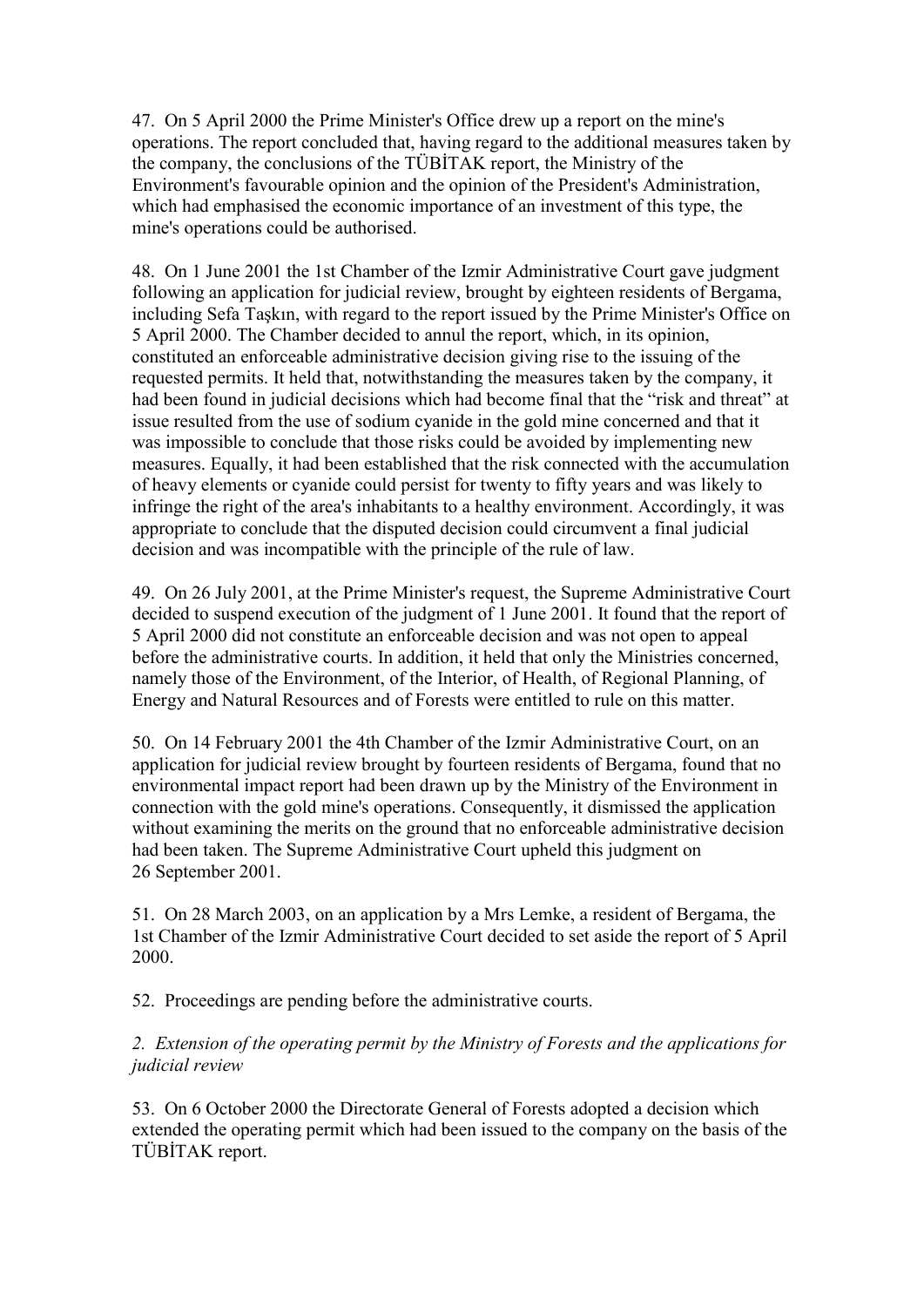47. On 5 April 2000 the Prime Minister's Office drew up a report on the mine's operations. The report concluded that, having regard to the additional measures taken by the company, the conclusions of the TÜBİTAK report, the Ministry of the Environment's favourable opinion and the opinion of the President's Administration, which had emphasised the economic importance of an investment of this type, the mine's operations could be authorised.

48. On 1 June 2001 the 1st Chamber of the Izmir Administrative Court gave judgment following an application for judicial review, brought by eighteen residents of Bergama, including Sefa Taşkın, with regard to the report issued by the Prime Minister's Office on 5 April 2000. The Chamber decided to annul the report, which, in its opinion, constituted an enforceable administrative decision giving rise to the issuing of the requested permits. It held that, notwithstanding the measures taken by the company, it had been found in judicial decisions which had become final that the "risk and threat" at issue resulted from the use of sodium cyanide in the gold mine concerned and that it was impossible to conclude that those risks could be avoided by implementing new measures. Equally, it had been established that the risk connected with the accumulation of heavy elements or cyanide could persist for twenty to fifty years and was likely to infringe the right of the area's inhabitants to a healthy environment. Accordingly, it was appropriate to conclude that the disputed decision could circumvent a final judicial decision and was incompatible with the principle of the rule of law.

49. On 26 July 2001, at the Prime Minister's request, the Supreme Administrative Court decided to suspend execution of the judgment of 1 June 2001. It found that the report of 5 April 2000 did not constitute an enforceable decision and was not open to appeal before the administrative courts. In addition, it held that only the Ministries concerned, namely those of the Environment, of the Interior, of Health, of Regional Planning, of Energy and Natural Resources and of Forests were entitled to rule on this matter.

50. On 14 February 2001 the 4th Chamber of the Izmir Administrative Court, on an application for judicial review brought by fourteen residents of Bergama, found that no environmental impact report had been drawn up by the Ministry of the Environment in connection with the gold mine's operations. Consequently, it dismissed the application without examining the merits on the ground that no enforceable administrative decision had been taken. The Supreme Administrative Court upheld this judgment on 26 September 2001.

51. On 28 March 2003, on an application by a Mrs Lemke, a resident of Bergama, the 1st Chamber of the Izmir Administrative Court decided to set aside the report of 5 April 2000.

52. Proceedings are pending before the administrative courts.

*2. Extension of the operating permit by the Ministry of Forests and the applications for judicial review*

53. On 6 October 2000 the Directorate General of Forests adopted a decision which extended the operating permit which had been issued to the company on the basis of the TÜBİTAK report.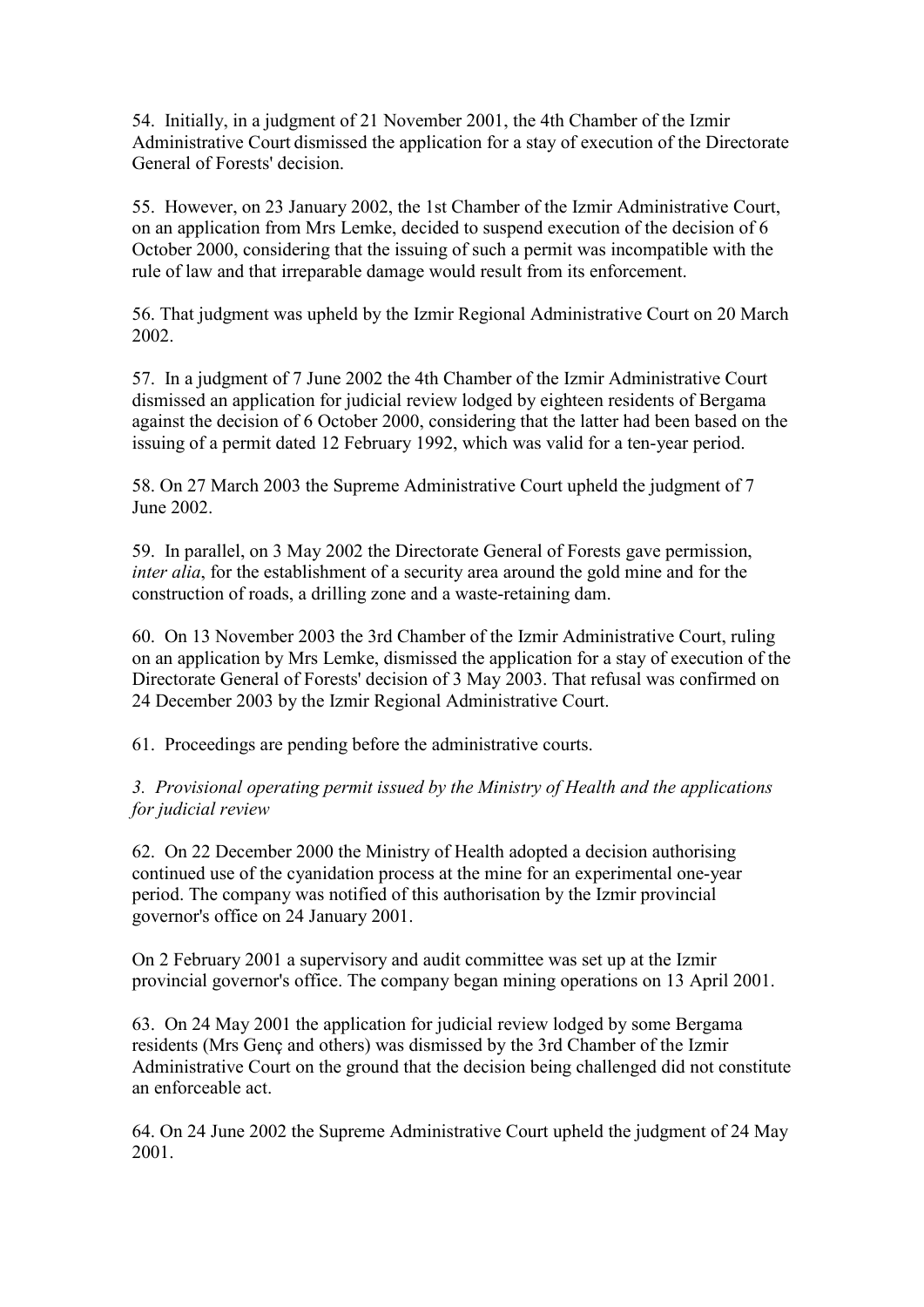54. Initially, in a judgment of 21 November 2001, the 4th Chamber of the Izmir Administrative Court dismissed the application for a stay of execution of the Directorate General of Forests' decision.

55. However, on 23 January 2002, the 1st Chamber of the Izmir Administrative Court, on an application from Mrs Lemke, decided to suspend execution of the decision of 6 October 2000, considering that the issuing of such a permit was incompatible with the rule of law and that irreparable damage would result from its enforcement.

56. That judgment was upheld by the Izmir Regional Administrative Court on 20 March 2002.

57. In a judgment of 7 June 2002 the 4th Chamber of the Izmir Administrative Court dismissed an application for judicial review lodged by eighteen residents of Bergama against the decision of 6 October 2000, considering that the latter had been based on the issuing of a permit dated 12 February 1992, which was valid for a ten-year period.

58. On 27 March 2003 the Supreme Administrative Court upheld the judgment of 7 June 2002.

59. In parallel, on 3 May 2002 the Directorate General of Forests gave permission, *inter alia*, for the establishment of a security area around the gold mine and for the construction of roads, a drilling zone and a waste-retaining dam.

60. On 13 November 2003 the 3rd Chamber of the Izmir Administrative Court, ruling on an application by Mrs Lemke, dismissed the application for a stay of execution of the Directorate General of Forests' decision of 3 May 2003. That refusal was confirmed on 24 December 2003 by the Izmir Regional Administrative Court.

61. Proceedings are pending before the administrative courts.

*3. Provisional operating permit issued by the Ministry of Health and the applications for judicial review*

62. On 22 December 2000 the Ministry of Health adopted a decision authorising continued use of the cyanidation process at the mine for an experimental one-year period. The company was notified of this authorisation by the Izmir provincial governor's office on 24 January 2001.

On 2 February 2001 a supervisory and audit committee was set up at the Izmir provincial governor's office. The company began mining operations on 13 April 2001.

63. On 24 May 2001 the application for judicial review lodged by some Bergama residents (Mrs Genç and others) was dismissed by the 3rd Chamber of the Izmir Administrative Court on the ground that the decision being challenged did not constitute an enforceable act.

64. On 24 June 2002 the Supreme Administrative Court upheld the judgment of 24 May 2001.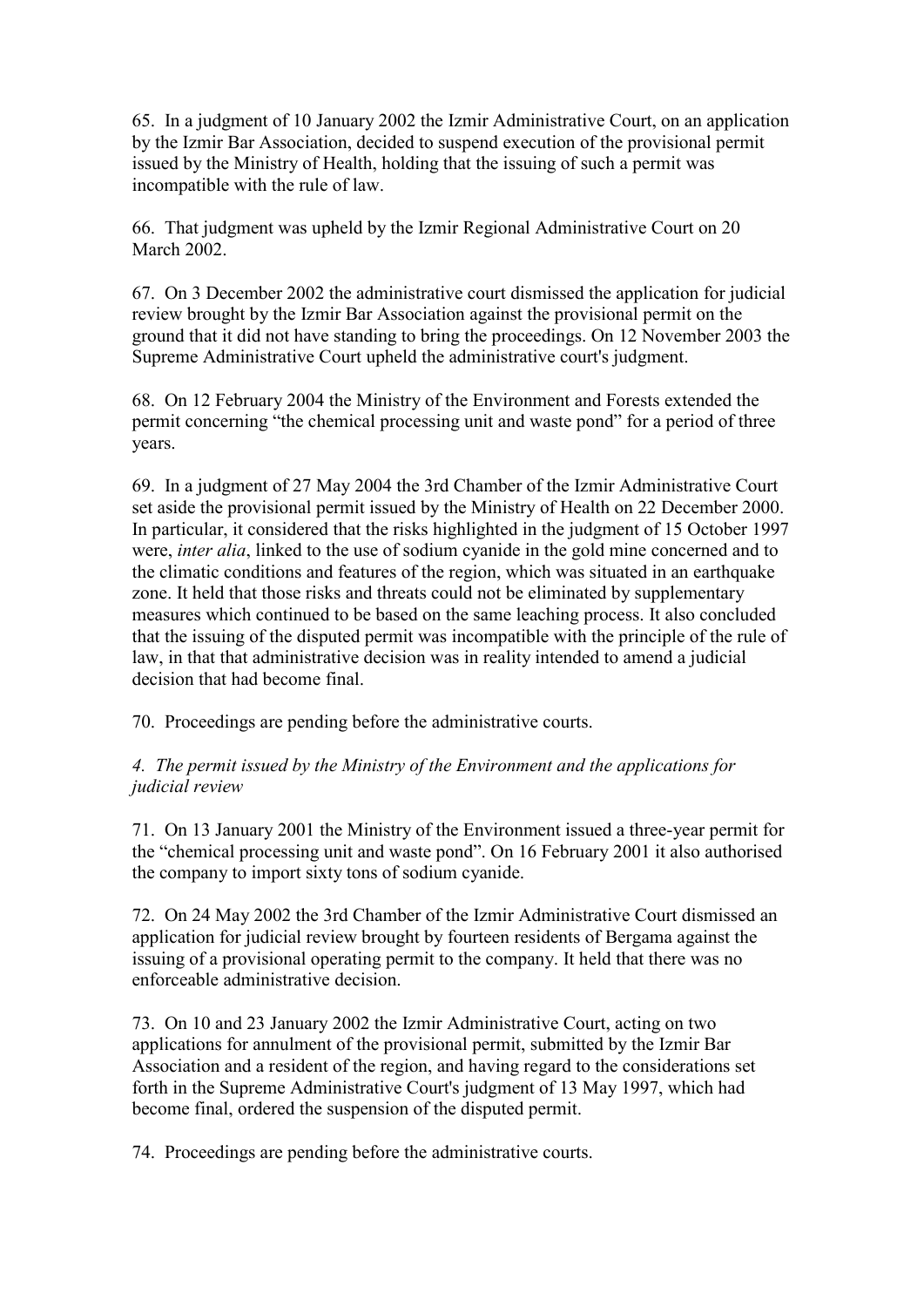65. In a judgment of 10 January 2002 the Izmir Administrative Court, on an application by the Izmir Bar Association, decided to suspend execution of the provisional permit issued by the Ministry of Health, holding that the issuing of such a permit was incompatible with the rule of law.

66. That judgment was upheld by the Izmir Regional Administrative Court on 20 March 2002.

67. On 3 December 2002 the administrative court dismissed the application for judicial review brought by the Izmir Bar Association against the provisional permit on the ground that it did not have standing to bring the proceedings. On 12 November 2003 the Supreme Administrative Court upheld the administrative court's judgment.

68. On 12 February 2004 the Ministry of the Environment and Forests extended the permit concerning "the chemical processing unit and waste pond" for a period of three years.

69. In a judgment of 27 May 2004 the 3rd Chamber of the Izmir Administrative Court set aside the provisional permit issued by the Ministry of Health on 22 December 2000. In particular, it considered that the risks highlighted in the judgment of 15 October 1997 were, *inter alia*, linked to the use of sodium cyanide in the gold mine concerned and to the climatic conditions and features of the region, which was situated in an earthquake zone. It held that those risks and threats could not be eliminated by supplementary measures which continued to be based on the same leaching process. It also concluded that the issuing of the disputed permit was incompatible with the principle of the rule of law, in that that administrative decision was in reality intended to amend a judicial decision that had become final.

70. Proceedings are pending before the administrative courts.

*4. The permit issued by the Ministry of the Environment and the applications for judicial review*

71. On 13 January 2001 the Ministry of the Environment issued a three-year permit for the "chemical processing unit and waste pond". On 16 February 2001 it also authorised the company to import sixty tons of sodium cyanide.

72. On 24 May 2002 the 3rd Chamber of the Izmir Administrative Court dismissed an application for judicial review brought by fourteen residents of Bergama against the issuing of a provisional operating permit to the company. It held that there was no enforceable administrative decision.

73. On 10 and 23 January 2002 the Izmir Administrative Court, acting on two applications for annulment of the provisional permit, submitted by the Izmir Bar Association and a resident of the region, and having regard to the considerations set forth in the Supreme Administrative Court's judgment of 13 May 1997, which had become final, ordered the suspension of the disputed permit.

74. Proceedings are pending before the administrative courts.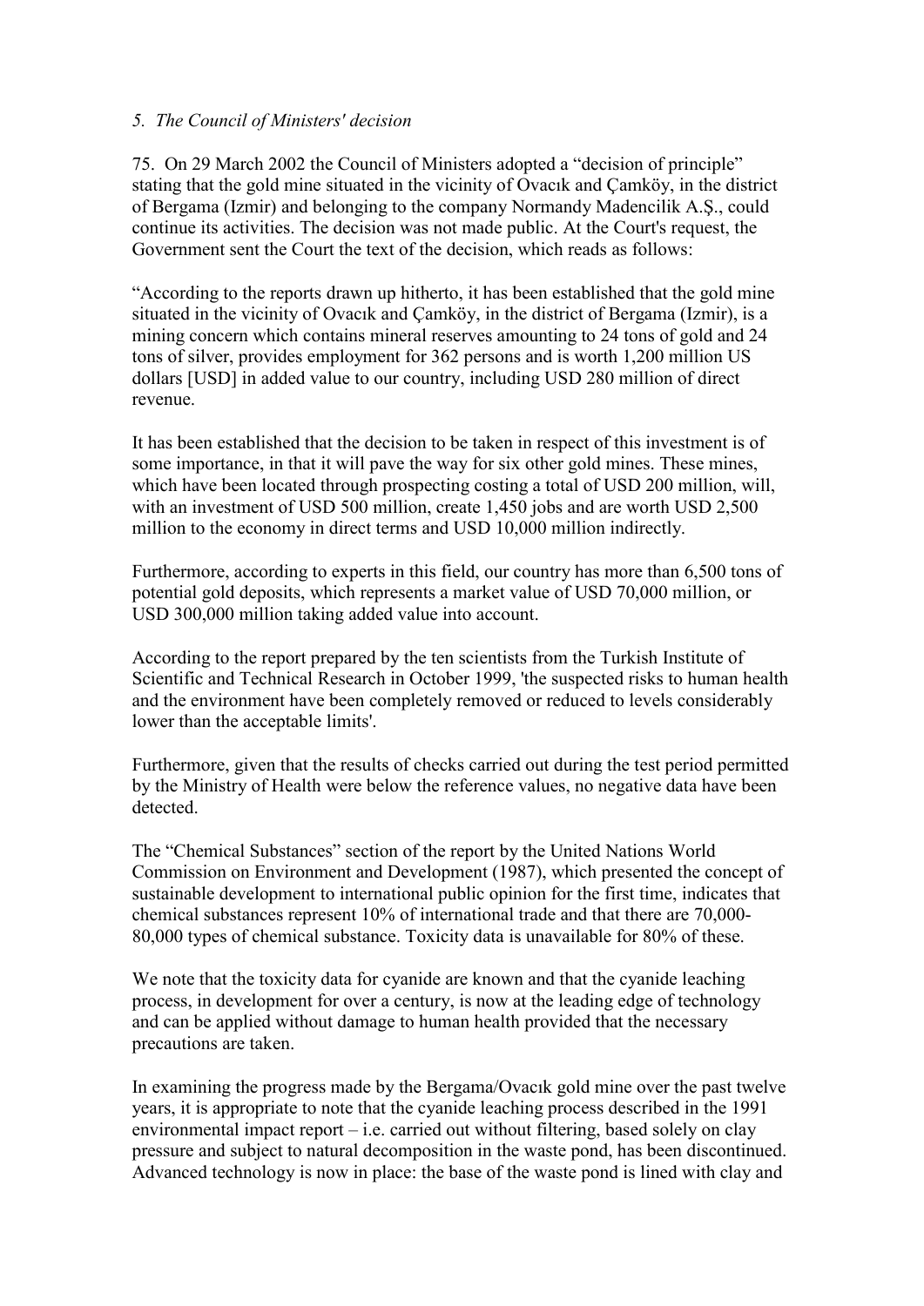*5. The Council of Ministers' decision*

75. On 29 March 2002 the Council of Ministers adopted a "decision of principle" stating that the gold mine situated in the vicinity of Ovacık and Çamköy, in the district of Bergama (Izmir) and belonging to the company Normandy Madencilik A.Ş., could continue its activities. The decision was not made public. At the Court's request, the Government sent the Court the text of the decision, which reads as follows:

"According to the reports drawn up hitherto, it has been established that the gold mine situated in the vicinity of Ovacık and Çamköy, in the district of Bergama (Izmir), is a mining concern which contains mineral reserves amounting to 24 tons of gold and 24 tons of silver, provides employment for 362 persons and is worth 1,200 million US dollars [USD] in added value to our country, including USD 280 million of direct revenue.

It has been established that the decision to be taken in respect of this investment is of some importance, in that it will pave the way for six other gold mines. These mines, which have been located through prospecting costing a total of USD 200 million, will, with an investment of USD 500 million, create 1,450 jobs and are worth USD 2,500 million to the economy in direct terms and USD 10,000 million indirectly.

Furthermore, according to experts in this field, our country has more than 6,500 tons of potential gold deposits, which represents a market value of USD 70,000 million, or USD 300,000 million taking added value into account.

According to the report prepared by the ten scientists from the Turkish Institute of Scientific and Technical Research in October 1999, 'the suspected risks to human health and the environment have been completely removed or reduced to levels considerably lower than the acceptable limits'.

Furthermore, given that the results of checks carried out during the test period permitted by the Ministry of Health were below the reference values, no negative data have been detected.

The "Chemical Substances" section of the report by the United Nations World Commission on Environment and Development (1987), which presented the concept of sustainable development to international public opinion for the first time, indicates that chemical substances represent 10% of international trade and that there are 70,000-80,000 types of chemical substance. Toxicity data is unavailable for 80% of these.

We note that the toxicity data for cyanide are known and that the cyanide leaching process, in development for over a century, is now at the leading edge of technology and can be applied without damage to human health provided that the necessary precautions are taken.

In examining the progress made by the Bergama/Ovacık gold mine over the past twelve years, it is appropriate to note that the cyanide leaching process described in the 1991 environmental impact report – i.e. carried out without filtering, based solely on clay pressure and subject to natural decomposition in the waste pond, has been discontinued. Advanced technology is now in place: the base of the waste pond is lined with clay and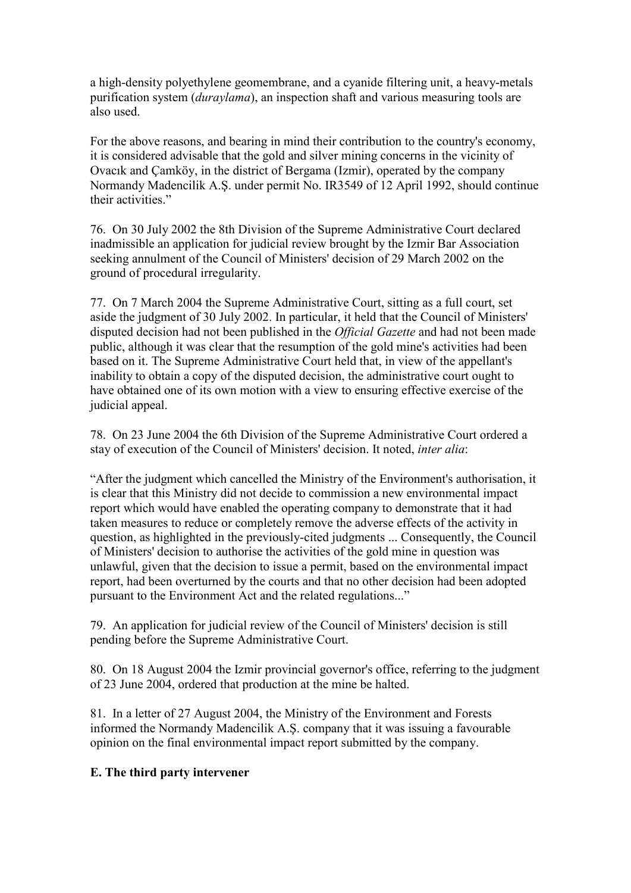a high-density polyethylene geomembrane, and a cyanide filtering unit, a heavy-metals purification system (*duraylama*), an inspection shaft and various measuring tools are also used.

For the above reasons, and bearing in mind their contribution to the country's economy, it is considered advisable that the gold and silver mining concerns in the vicinity of Ovacık and Çamköy, in the district of Bergama (Izmir), operated by the company Normandy Madencilik A.Ş. under permit No. IR3549 of 12 April 1992, should continue their activities."

76. On 30 July 2002 the 8th Division of the Supreme Administrative Court declared inadmissible an application for judicial review brought by the Izmir Bar Association seeking annulment of the Council of Ministers' decision of 29 March 2002 on the ground of procedural irregularity.

77. On 7 March 2004 the Supreme Administrative Court, sitting as a full court, set aside the judgment of 30 July 2002. In particular, it held that the Council of Ministers' disputed decision had not been published in the *Official Gazette* and had not been made public, although it was clear that the resumption of the gold mine's activities had been based on it. The Supreme Administrative Court held that, in view of the appellant's inability to obtain a copy of the disputed decision, the administrative court ought to have obtained one of its own motion with a view to ensuring effective exercise of the judicial appeal.

78. On 23 June 2004 the 6th Division of the Supreme Administrative Court ordered a stay of execution of the Council of Ministers' decision. It noted, *inter alia*:

"After the judgment which cancelled the Ministry of the Environment's authorisation, it is clear that this Ministry did not decide to commission a new environmental impact report which would have enabled the operating company to demonstrate that it had taken measures to reduce or completely remove the adverse effects of the activity in question, as highlighted in the previously-cited judgments ... Consequently, the Council of Ministers' decision to authorise the activities of the gold mine in question was unlawful, given that the decision to issue a permit, based on the environmental impact report, had been overturned by the courts and that no other decision had been adopted pursuant to the Environment Act and the related regulations..."

79. An application for judicial review of the Council of Ministers' decision is still pending before the Supreme Administrative Court.

80. On 18 August 2004 the Izmir provincial governor's office, referring to the judgment of 23 June 2004, ordered that production at the mine be halted.

81. In a letter of 27 August 2004, the Ministry of the Environment and Forests informed the Normandy Madencilik A.Ş. company that it was issuing a favourable opinion on the final environmental impact report submitted by the company.

### E. The third party intervener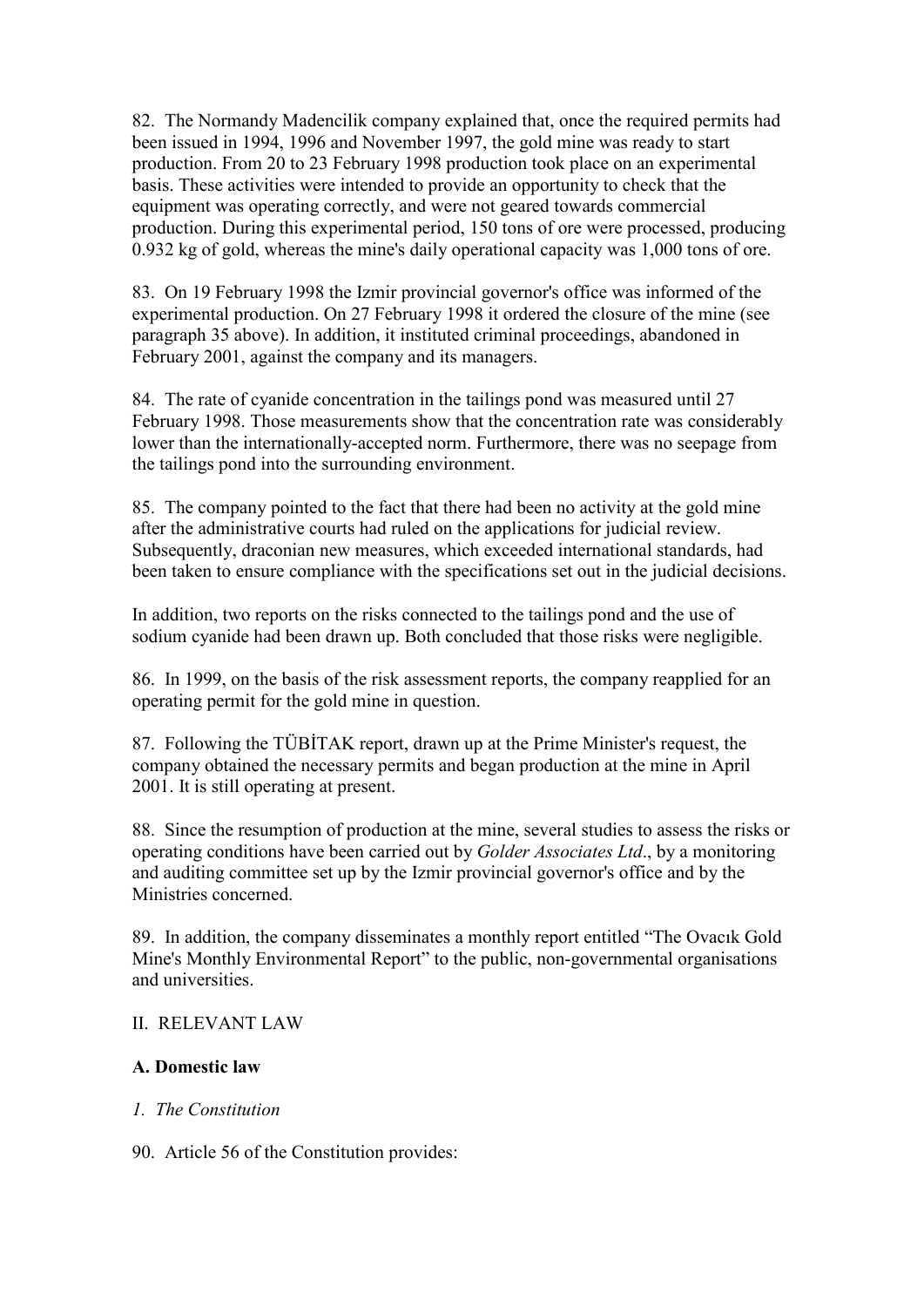82. The Normandy Madencilik company explained that, once the required permits had been issued in 1994, 1996 and November 1997, the gold mine was ready to start production. From 20 to 23 February 1998 production took place on an experimental basis. These activities were intended to provide an opportunity to check that the equipment was operating correctly, and were not geared towards commercial production. During this experimental period, 150 tons of ore were processed, producing 0.932 kg of gold, whereas the mine's daily operational capacity was 1,000 tons of ore.

83. On 19 February 1998 the Izmir provincial governor's office was informed of the experimental production. On 27 February 1998 it ordered the closure of the mine (see paragraph 35 above). In addition, it instituted criminal proceedings, abandoned in February 2001, against the company and its managers.

84. The rate of cyanide concentration in the tailings pond was measured until 27 February 1998. Those measurements show that the concentration rate was considerably lower than the internationally-accepted norm. Furthermore, there was no seepage from the tailings pond into the surrounding environment.

85. The company pointed to the fact that there had been no activity at the gold mine after the administrative courts had ruled on the applications for judicial review. Subsequently, draconian new measures, which exceeded international standards, had been taken to ensure compliance with the specifications set out in the judicial decisions.

In addition, two reports on the risks connected to the tailings pond and the use of sodium cyanide had been drawn up. Both concluded that those risks were negligible.

86. In 1999, on the basis of the risk assessment reports, the company reapplied for an operating permit for the gold mine in question.

87. Following the TÜBİTAK report, drawn up at the Prime Minister's request, the company obtained the necessary permits and began production at the mine in April 2001. It is still operating at present.

88. Since the resumption of production at the mine, several studies to assess the risks or operating conditions have been carried out by *Golder Associates Ltd*., by a monitoring and auditing committee set up by the Izmir provincial governor's office and by the Ministries concerned.

89. In addition, the company disseminates a monthly report entitled "The Ovacık Gold Mine's Monthly Environmental Report" to the public, non-governmental organisations and universities.

## II. RELEVANT LAW

### A. Domestic law

#### *1. The Constitution*

90. Article 56 of the Constitution provides: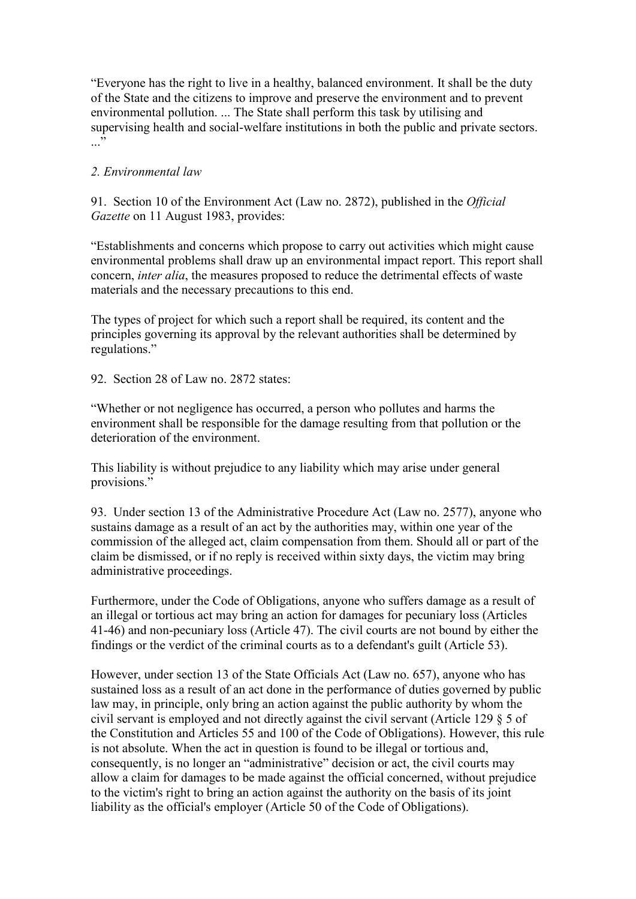"Everyone has the right to live in a healthy, balanced environment. It shall be the duty of the State and the citizens to improve and preserve the environment and to prevent environmental pollution. ... The State shall perform this task by utilising and supervising health and social-welfare institutions in both the public and private sectors. ..."

*2. Environmental law*

91. Section 10 of the Environment Act (Law no. 2872), published in the *Official Gazette* on 11 August 1983, provides:

"Establishments and concerns which propose to carry out activities which might cause environmental problems shall draw up an environmental impact report. This report shall concern, *inter alia*, the measures proposed to reduce the detrimental effects of waste materials and the necessary precautions to this end.

The types of project for which such a report shall be required, its content and the principles governing its approval by the relevant authorities shall be determined by regulations."

92. Section 28 of Law no. 2872 states:

"Whether or not negligence has occurred, a person who pollutes and harms the environment shall be responsible for the damage resulting from that pollution or the deterioration of the environment.

This liability is without prejudice to any liability which may arise under general provisions."

93. Under section 13 of the Administrative Procedure Act (Law no. 2577), anyone who sustains damage as a result of an act by the authorities may, within one year of the commission of the alleged act, claim compensation from them. Should all or part of the claim be dismissed, or if no reply is received within sixty days, the victim may bring administrative proceedings.

Furthermore, under the Code of Obligations, anyone who suffers damage as a result of an illegal or tortious act may bring an action for damages for pecuniary loss (Articles 41-46) and non-pecuniary loss (Article 47). The civil courts are not bound by either the findings or the verdict of the criminal courts as to a defendant's guilt (Article 53).

However, under section 13 of the State Officials Act (Law no. 657), anyone who has sustained loss as a result of an act done in the performance of duties governed by public law may, in principle, only bring an action against the public authority by whom the civil servant is employed and not directly against the civil servant (Article 129 § 5 of the Constitution and Articles 55 and 100 of the Code of Obligations). However, this rule is not absolute. When the act in question is found to be illegal or tortious and, consequently, is no longer an "administrative" decision or act, the civil courts may allow a claim for damages to be made against the official concerned, without prejudice to the victim's right to bring an action against the authority on the basis of its joint liability as the official's employer (Article 50 of the Code of Obligations).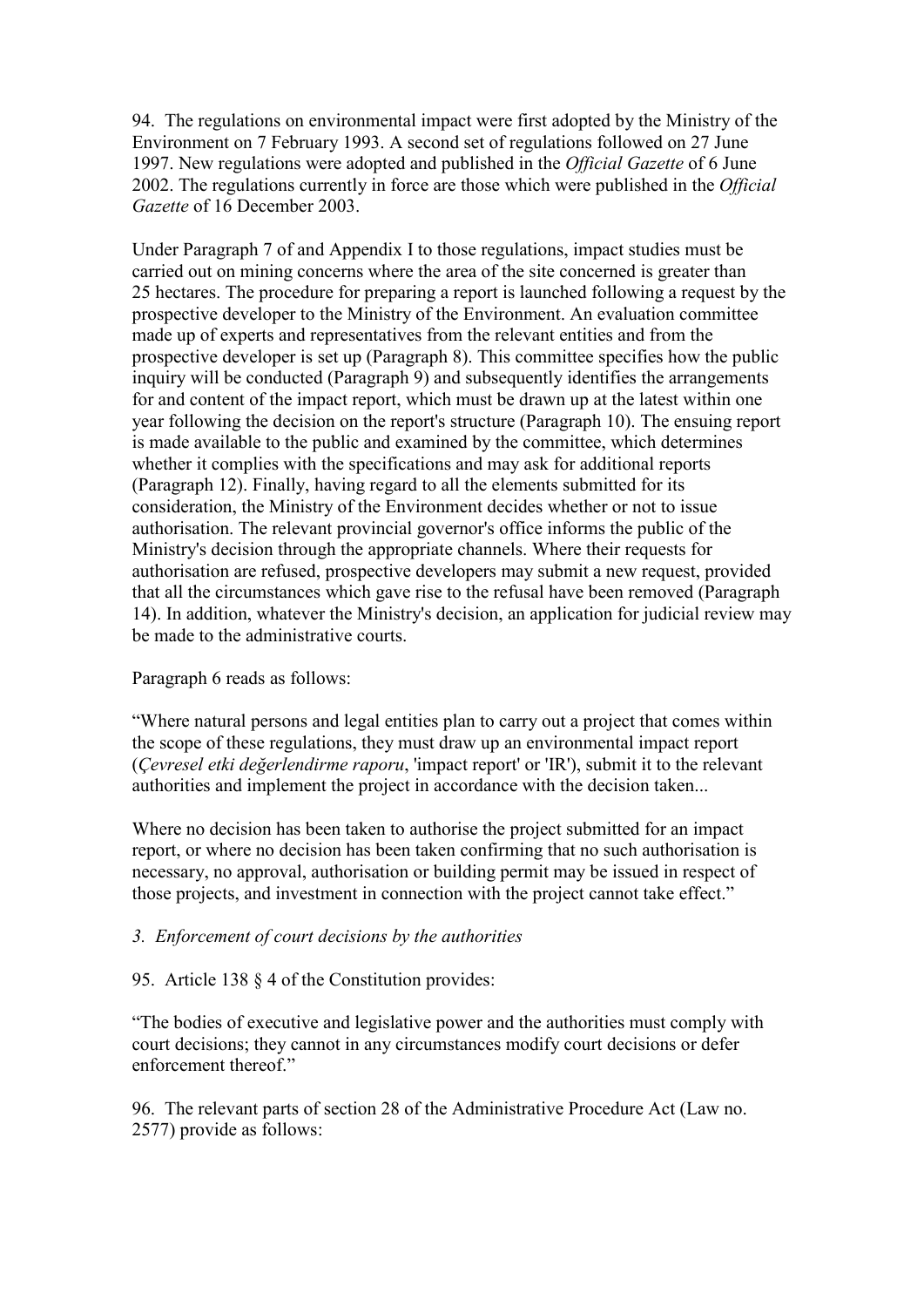94. The regulations on environmental impact were first adopted by the Ministry of the Environment on 7 February 1993. A second set of regulations followed on 27 June 1997. New regulations were adopted and published in the *Official Gazette* of 6 June 2002. The regulations currently in force are those which were published in the *Official Gazette* of 16 December 2003.

Under Paragraph 7 of and Appendix I to those regulations, impact studies must be carried out on mining concerns where the area of the site concerned is greater than 25 hectares. The procedure for preparing a report is launched following a request by the prospective developer to the Ministry of the Environment. An evaluation committee made up of experts and representatives from the relevant entities and from the prospective developer is set up (Paragraph 8). This committee specifies how the public inquiry will be conducted (Paragraph 9) and subsequently identifies the arrangements for and content of the impact report, which must be drawn up at the latest within one year following the decision on the report's structure (Paragraph 10). The ensuing report is made available to the public and examined by the committee, which determines whether it complies with the specifications and may ask for additional reports (Paragraph 12). Finally, having regard to all the elements submitted for its consideration, the Ministry of the Environment decides whether or not to issue authorisation. The relevant provincial governor's office informs the public of the Ministry's decision through the appropriate channels. Where their requests for authorisation are refused, prospective developers may submit a new request, provided that all the circumstances which gave rise to the refusal have been removed (Paragraph 14). In addition, whatever the Ministry's decision, an application for judicial review may be made to the administrative courts.

Paragraph 6 reads as follows:

"Where natural persons and legal entities plan to carry out a project that comes within the scope of these regulations, they must draw up an environmental impact report (*Çevresel etki değerlendirme raporu*, 'impact report' or 'IR'), submit it to the relevant authorities and implement the project in accordance with the decision taken...

Where no decision has been taken to authorise the project submitted for an impact report, or where no decision has been taken confirming that no such authorisation is necessary, no approval, authorisation or building permit may be issued in respect of those projects, and investment in connection with the project cannot take effect."

*3. Enforcement of court decisions by the authorities*

95. Article 138 § 4 of the Constitution provides:

"The bodies of executive and legislative power and the authorities must comply with court decisions; they cannot in any circumstances modify court decisions or defer enforcement thereof."

96. The relevant parts of section 28 of the Administrative Procedure Act (Law no. 2577) provide as follows: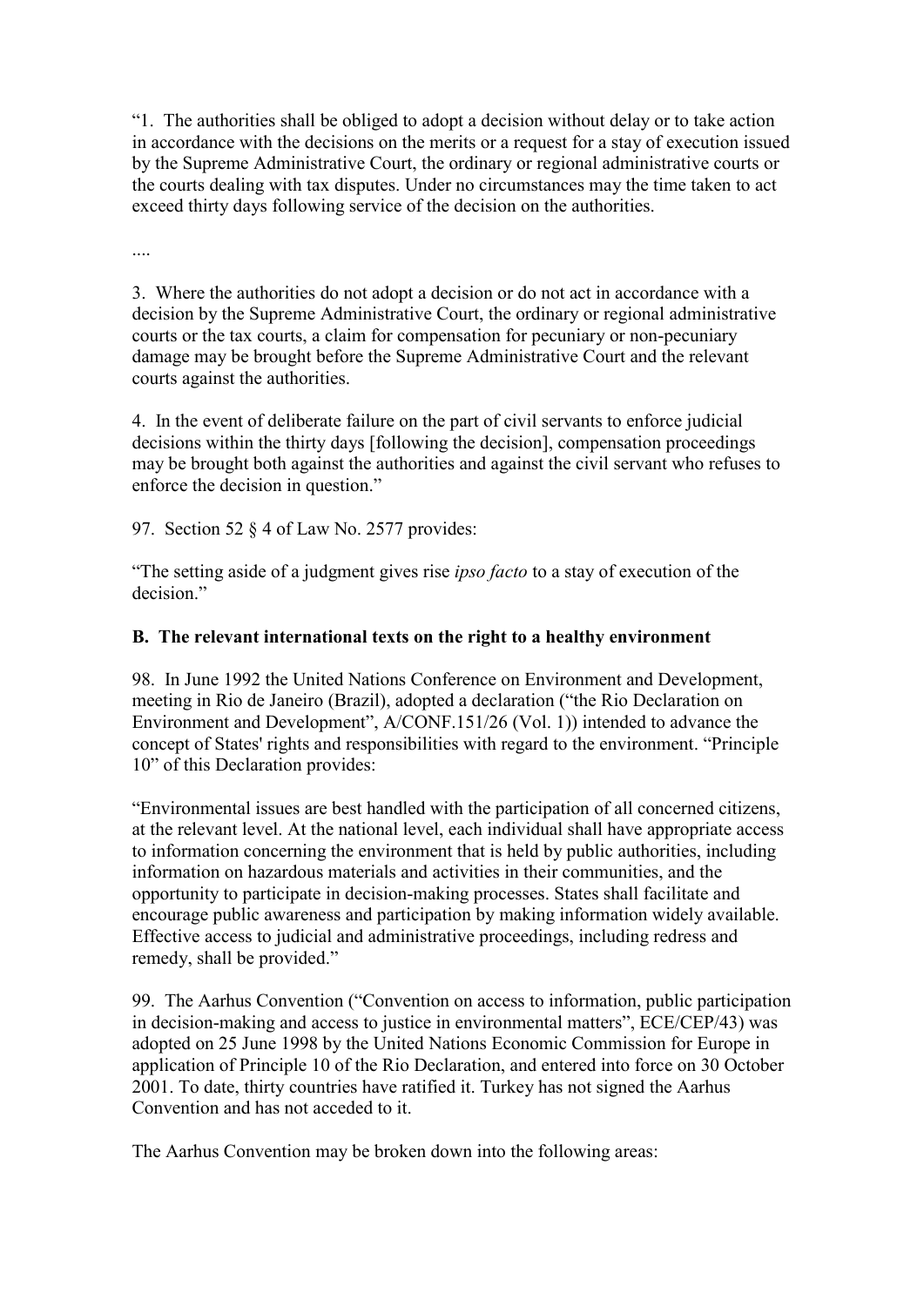“1. The authorities shall be obliged to adopt a decision without delay or to take action in accordance with the decisions on the merits or a request for a stay of execution issued by the Supreme Administrative Court, the ordinary or regional administrative courts or the courts dealing with tax disputes. Under no circumstances may the time taken to act exceed thirty days following service of the decision on the authorities.

....

3. Where the authorities do not adopt a decision or do not act in accordance with a decision by the Supreme Administrative Court, the ordinary or regional administrative courts or the tax courts, a claim for compensation for pecuniary or non-pecuniary damage may be brought before the Supreme Administrative Court and the relevant courts against the authorities.

4. In the event of deliberate failure on the part of civil servants to enforce judicial decisions within the thirty days [following the decision], compensation proceedings may be brought both against the authorities and against the civil servant who refuses to enforce the decision in question.”

97. Section 52 § 4 of Law No. 2577 provides:

“The setting aside of a judgment gives rise *ipso facto* to a stay of execution of the decision.”

**B. The relevant international texts on the right to a healthy environment**

98. In June 1992 the United Nations Conference on Environment and Development, meeting in Rio de Janeiro (Brazil), adopted a declaration (“the Rio Declaration on Environment and Development”, A/CONF.151/26 (Vol. 1)) intended to advance the concept of States' rights and responsibilities with regard to the environment. “Principle 10” of this Declaration provides:

“Environmental issues are best handled with the participation of all concerned citizens, at the relevant level. At the national level, each individual shall have appropriate access to information concerning the environment that is held by public authorities, including information on hazardous materials and activities in their communities, and the opportunity to participate in decision-making processes. States shall facilitate and encourage public awareness and participation by making information widely available. Effective access to judicial and administrative proceedings, including redress and remedy, shall be provided.”

99. The Aarhus Convention (“Convention on access to information, public participation in decision-making and access to justice in environmental matters”, ECE/CEP/43) was adopted on 25 June 1998 by the United Nations Economic Commission for Europe in application of Principle 10 of the Rio Declaration, and entered into force on 30 October 2001. To date, thirty countries have ratified it. Turkey has not signed the Aarhus Convention and has not acceded to it.

The Aarhus Convention may be broken down into the following areas: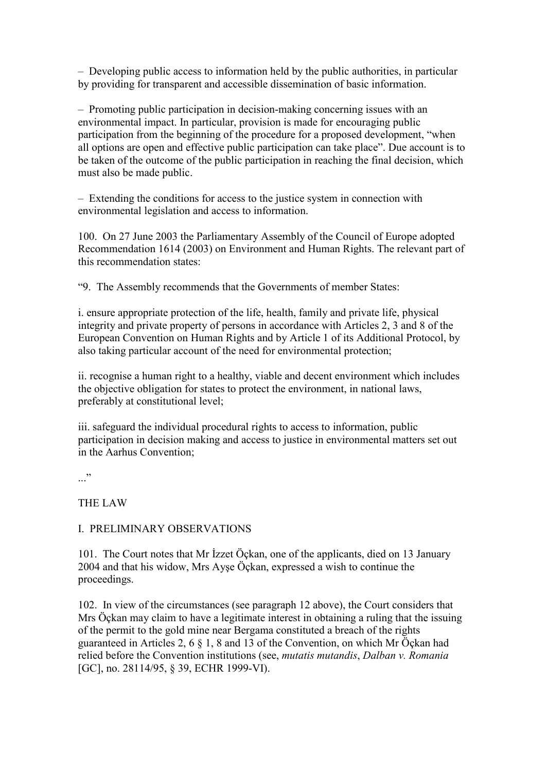– Developing public access to information held by the public authorities, in particular by providing for transparent and accessible dissemination of basic information.

– Promoting public participation in decision-making concerning issues with an environmental impact. In particular, provision is made for encouraging public participation from the beginning of the procedure for a proposed development, "when all options are open and effective public participation can take place". Due account is to be taken of the outcome of the public participation in reaching the final decision, which must also be made public.

– Extending the conditions for access to the justice system in connection with environmental legislation and access to information.

100. On 27 June 2003 the Parliamentary Assembly of the Council of Europe adopted Recommendation 1614 (2003) on Environment and Human Rights. The relevant part of this recommendation states:

"9. The Assembly recommends that the Governments of member States:

i. ensure appropriate protection of the life, health, family and private life, physical integrity and private property of persons in accordance with Articles 2, 3 and 8 of the European Convention on Human Rights and by Article 1 of its Additional Protocol, by also taking particular account of the need for environmental protection;

ii. recognise a human right to a healthy, viable and decent environment which includes the objective obligation for states to protect the environment, in national laws, preferably at constitutional level;

iii. safeguard the individual procedural rights to access to information, public participation in decision making and access to justice in environmental matters set out in the Aarhus Convention;

..."

## THE LAW

### I. PRELIMINARY OBSERVATIONS

101. The Court notes that Mr İzzet Öçkan, one of the applicants, died on 13 January 2004 and that his widow, Mrs Ayşe Öçkan, expressed a wish to continue the proceedings.

102. In view of the circumstances (see paragraph 12 above), the Court considers that Mrs Öçkan may claim to have a legitimate interest in obtaining a ruling that the issuing of the permit to the gold mine near Bergama constituted a breach of the rights guaranteed in Articles 2, 6 § 1, 8 and 13 of the Convention, on which Mr Öçkan had relied before the Convention institutions (see, *mutatis mutandis*, *Dalban v. Romania* [GC], no. 28114/95, § 39, ECHR 1999-VI).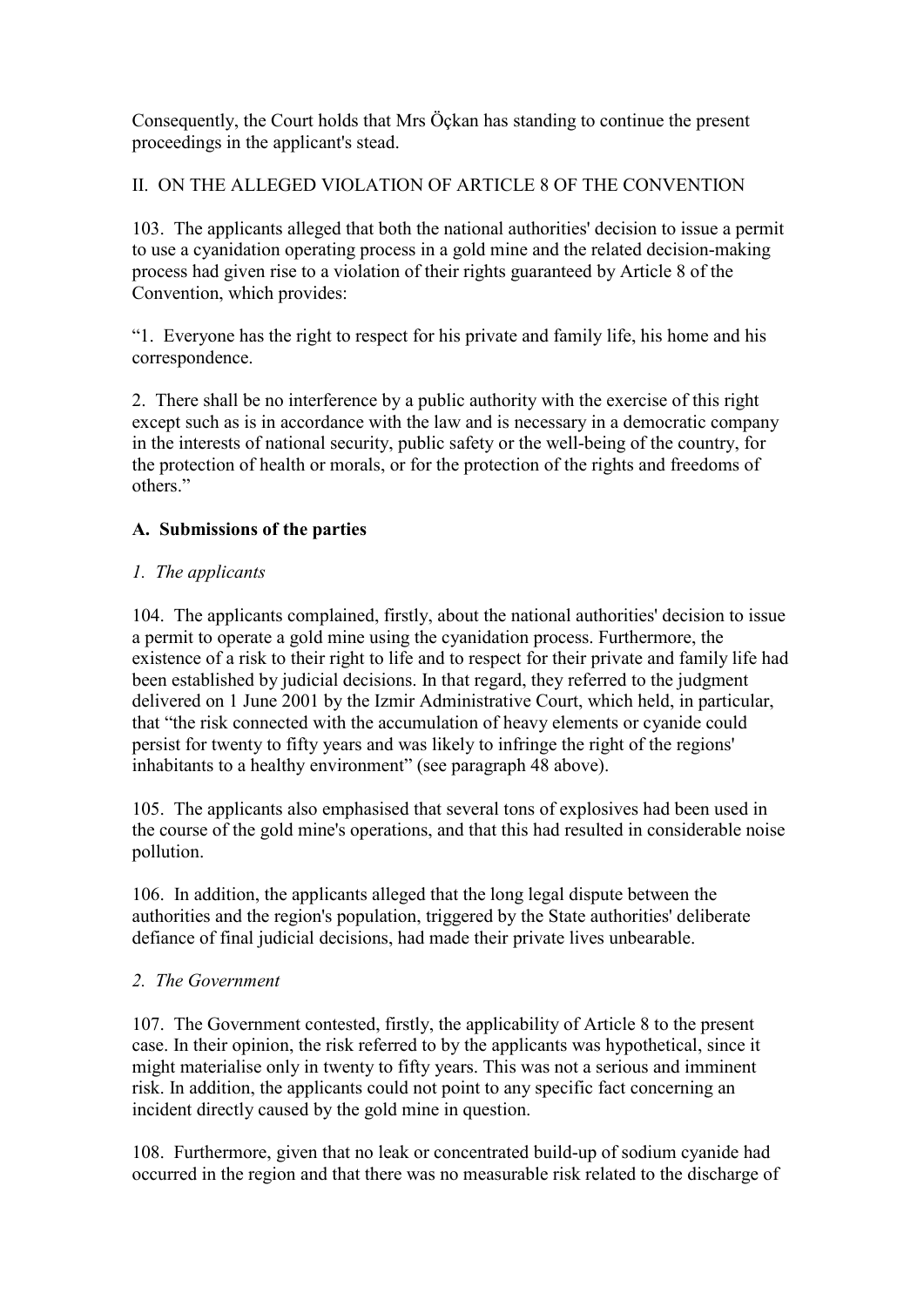Consequently, the Court holds that Mrs Öçkan has standing to continue the present proceedings in the applicant's stead.

## II. ON THE ALLEGED VIOLATION OF ARTICLE 8 OF THE CONVENTION

103. The applicants alleged that both the national authorities' decision to issue a permit to use a cyanidation operating process in a gold mine and the related decision-making process had given rise to a violation of their rights guaranteed by Article 8 of the Convention, which provides:

"1. Everyone has the right to respect for his private and family life, his home and his correspondence.

2. There shall be no interference by a public authority with the exercise of this right except such as is in accordance with the law and is necessary in a democratic company in the interests of national security, public safety or the well-being of the country, for the protection of health or morals, or for the protection of the rights and freedoms of others."

### A. Submissions of the parties

#### *1. The applicants*

104. The applicants complained, firstly, about the national authorities' decision to issue a permit to operate a gold mine using the cyanidation process. Furthermore, the existence of a risk to their right to life and to respect for their private and family life had been established by judicial decisions. In that regard, they referred to the judgment delivered on 1 June 2001 by the Izmir Administrative Court, which held, in particular, that "the risk connected with the accumulation of heavy elements or cyanide could persist for twenty to fifty years and was likely to infringe the right of the regions' inhabitants to a healthy environment" (see paragraph 48 above).

105. The applicants also emphasised that several tons of explosives had been used in the course of the gold mine's operations, and that this had resulted in considerable noise pollution.

106. In addition, the applicants alleged that the long legal dispute between the authorities and the region's population, triggered by the State authorities' deliberate defiance of final judicial decisions, had made their private lives unbearable.

#### *2. The Government*

107. The Government contested, firstly, the applicability of Article 8 to the present case. In their opinion, the risk referred to by the applicants was hypothetical, since it might materialise only in twenty to fifty years. This was not a serious and imminent risk. In addition, the applicants could not point to any specific fact concerning an incident directly caused by the gold mine in question.

108. Furthermore, given that no leak or concentrated build-up of sodium cyanide had occurred in the region and that there was no measurable risk related to the discharge of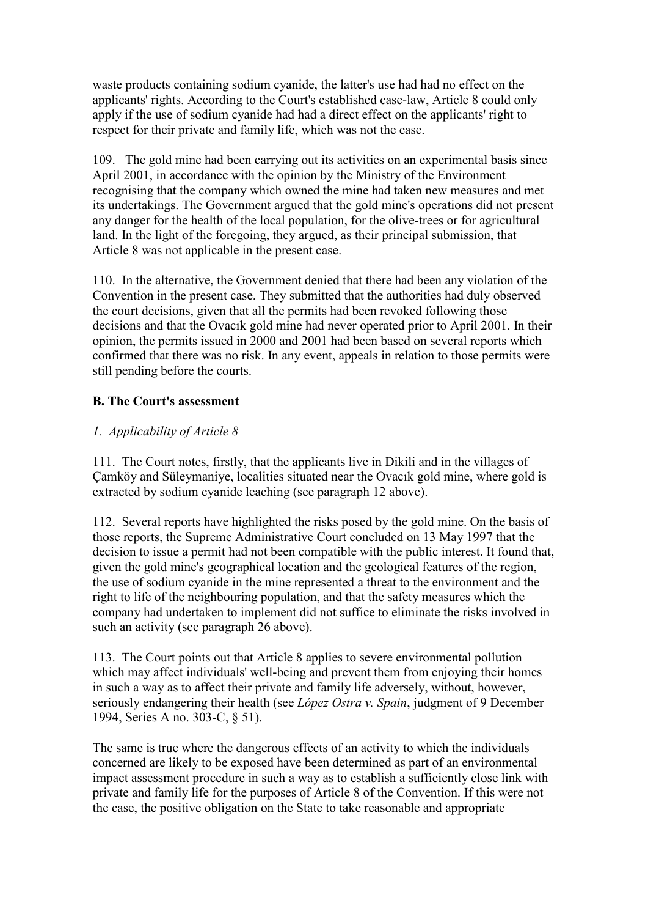waste products containing sodium cyanide, the latter's use had had no effect on the applicants' rights. According to the Court's established case-law, Article 8 could only apply if the use of sodium cyanide had had a direct effect on the applicants' right to respect for their private and family life, which was not the case.

109. The gold mine had been carrying out its activities on an experimental basis since April 2001, in accordance with the opinion by the Ministry of the Environment recognising that the company which owned the mine had taken new measures and met its undertakings. The Government argued that the gold mine's operations did not present any danger for the health of the local population, for the olive-trees or for agricultural land. In the light of the foregoing, they argued, as their principal submission, that Article 8 was not applicable in the present case.

110. In the alternative, the Government denied that there had been any violation of the Convention in the present case. They submitted that the authorities had duly observed the court decisions, given that all the permits had been revoked following those decisions and that the Ovacık gold mine had never operated prior to April 2001. In their opinion, the permits issued in 2000 and 2001 had been based on several reports which confirmed that there was no risk. In any event, appeals in relation to those permits were still pending before the courts.

### B. The Court's assessment

#### *1. Applicability of Article 8*

111. The Court notes, firstly, that the applicants live in Dikili and in the villages of Çamköy and Süleymaniye, localities situated near the Ovacık gold mine, where gold is extracted by sodium cyanide leaching (see paragraph 12 above).

112. Several reports have highlighted the risks posed by the gold mine. On the basis of those reports, the Supreme Administrative Court concluded on 13 May 1997 that the decision to issue a permit had not been compatible with the public interest. It found that, given the gold mine's geographical location and the geological features of the region, the use of sodium cyanide in the mine represented a threat to the environment and the right to life of the neighbouring population, and that the safety measures which the company had undertaken to implement did not suffice to eliminate the risks involved in such an activity (see paragraph 26 above).

113. The Court points out that Article 8 applies to severe environmental pollution which may affect individuals' well-being and prevent them from enjoying their homes in such a way as to affect their private and family life adversely, without, however, seriously endangering their health (see *López Ostra v. Spain*, judgment of 9 December 1994, Series A no. 303-C, § 51).

The same is true where the dangerous effects of an activity to which the individuals concerned are likely to be exposed have been determined as part of an environmental impact assessment procedure in such a way as to establish a sufficiently close link with private and family life for the purposes of Article 8 of the Convention. If this were not the case, the positive obligation on the State to take reasonable and appropriate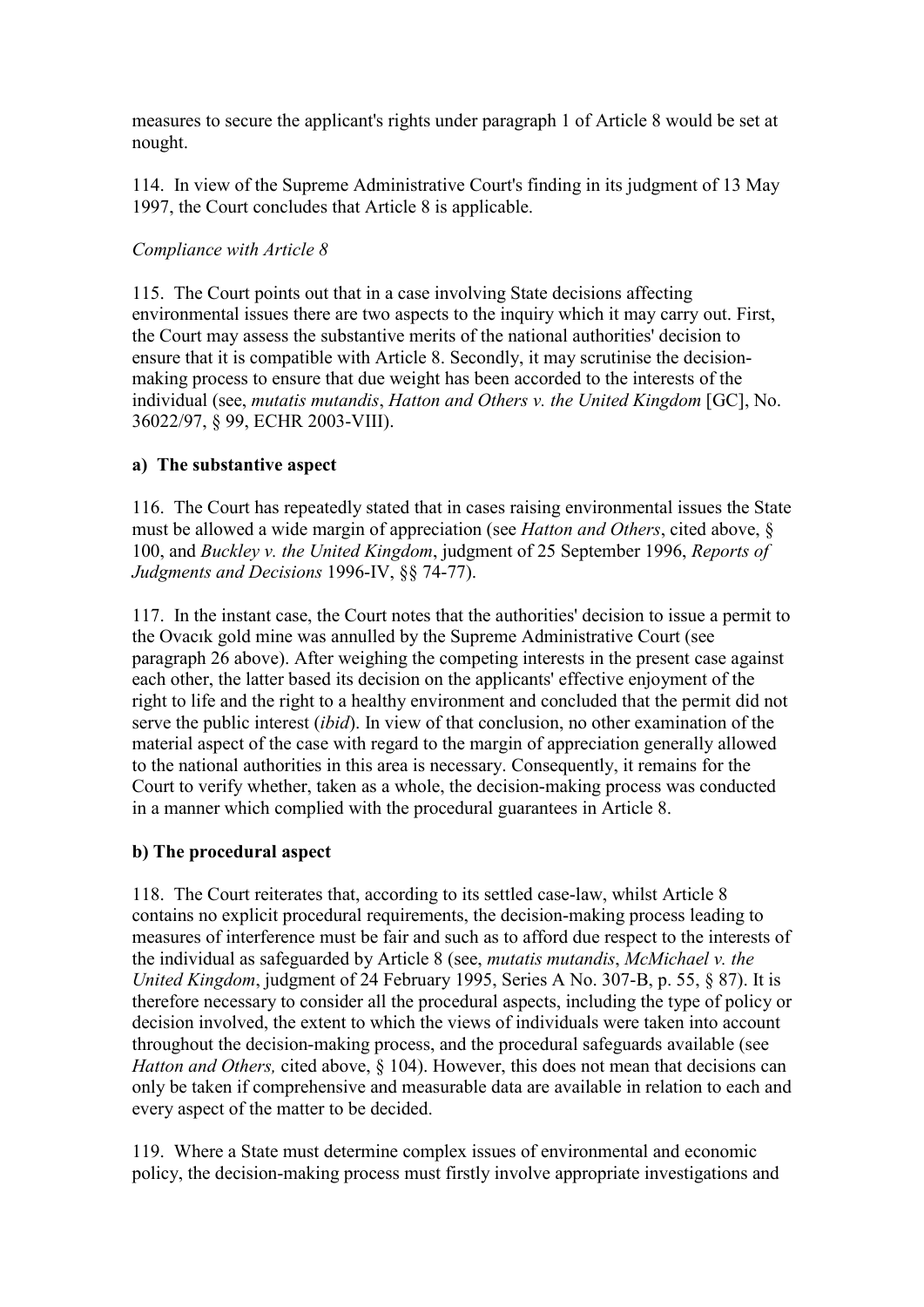measures to secure the applicant's rights under paragraph 1 of Article 8 would be set at nought.

114. In view of the Supreme Administrative Court's finding in its judgment of 13 May 1997, the Court concludes that Article 8 is applicable.

*Compliance with Article 8*

115. The Court points out that in a case involving State decisions affecting environmental issues there are two aspects to the inquiry which it may carry out. First, the Court may assess the substantive merits of the national authorities' decision to ensure that it is compatible with Article 8. Secondly, it may scrutinise the decision-making process to ensure that due weight has been accorded to the interests of the individual (see, *mutatis mutandis*, *Hatton and Others v. the United Kingdom* [GC], No. 36022/97, § 99, ECHR 2003-VIII).

**a) The substantive aspect**

116. The Court has repeatedly stated that in cases raising environmental issues the State must be allowed a wide margin of appreciation (see *Hatton and Others*, cited above, § 100, and *Buckley v. the United Kingdom*, judgment of 25 September 1996, *Reports of Judgments and Decisions* 1996-IV, §§ 74-77).

117. In the instant case, the Court notes that the authorities' decision to issue a permit to the Ovacık gold mine was annulled by the Supreme Administrative Court (see paragraph 26 above). After weighing the competing interests in the present case against each other, the latter based its decision on the applicants' effective enjoyment of the right to life and the right to a healthy environment and concluded that the permit did not serve the public interest (*ibid*). In view of that conclusion, no other examination of the material aspect of the case with regard to the margin of appreciation generally allowed to the national authorities in this area is necessary. Consequently, it remains for the Court to verify whether, taken as a whole, the decision-making process was conducted in a manner which complied with the procedural guarantees in Article 8.

**b) The procedural aspect**

118. The Court reiterates that, according to its settled case-law, whilst Article 8 contains no explicit procedural requirements, the decision-making process leading to measures of interference must be fair and such as to afford due respect to the interests of the individual as safeguarded by Article 8 (see, *mutatis mutandis*, *McMichael v. the United Kingdom*, judgment of 24 February 1995, Series A No. 307-B, p. 55, § 87). It is therefore necessary to consider all the procedural aspects, including the type of policy or decision involved, the extent to which the views of individuals were taken into account throughout the decision-making process, and the procedural safeguards available (see *Hatton and Others,* cited above, § 104). However, this does not mean that decisions can only be taken if comprehensive and measurable data are available in relation to each and every aspect of the matter to be decided.

119. Where a State must determine complex issues of environmental and economic policy, the decision-making process must firstly involve appropriate investigations and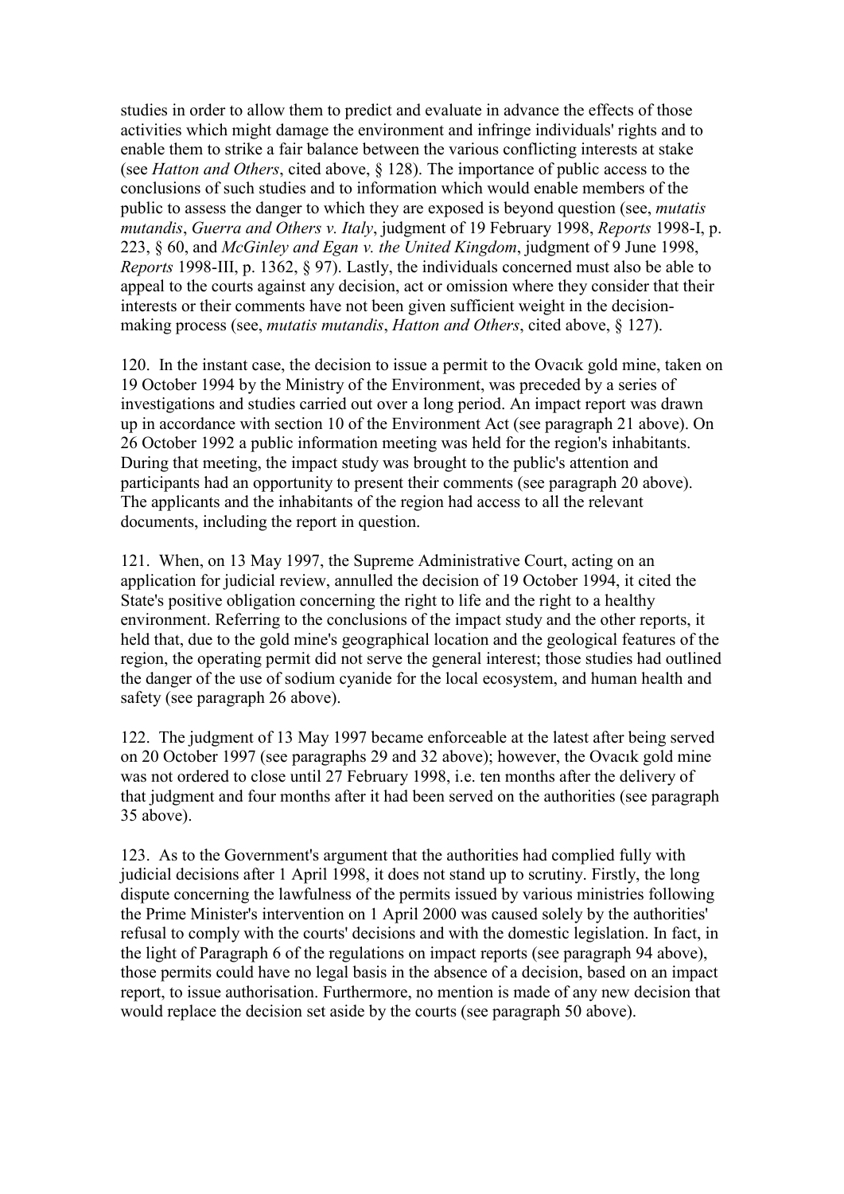studies in order to allow them to predict and evaluate in advance the effects of those activities which might damage the environment and infringe individuals' rights and to enable them to strike a fair balance between the various conflicting interests at stake (see *Hatton and Others*, cited above, § 128). The importance of public access to the conclusions of such studies and to information which would enable members of the public to assess the danger to which they are exposed is beyond question (see, *mutatis mutandis*, *Guerra and Others v. Italy*, judgment of 19 February 1998, *Reports* 1998-I, p. 223, § 60, and *McGinley and Egan v. the United Kingdom*, judgment of 9 June 1998, *Reports* 1998-III, p. 1362, § 97). Lastly, the individuals concerned must also be able to appeal to the courts against any decision, act or omission where they consider that their interests or their comments have not been given sufficient weight in the decision-making process (see, *mutatis mutandis*, *Hatton and Others*, cited above, § 127).

120. In the instant case, the decision to issue a permit to the Ovacık gold mine, taken on 19 October 1994 by the Ministry of the Environment, was preceded by a series of investigations and studies carried out over a long period. An impact report was drawn up in accordance with section 10 of the Environment Act (see paragraph 21 above). On 26 October 1992 a public information meeting was held for the region's inhabitants. During that meeting, the impact study was brought to the public's attention and participants had an opportunity to present their comments (see paragraph 20 above). The applicants and the inhabitants of the region had access to all the relevant documents, including the report in question.

121. When, on 13 May 1997, the Supreme Administrative Court, acting on an application for judicial review, annulled the decision of 19 October 1994, it cited the State's positive obligation concerning the right to life and the right to a healthy environment. Referring to the conclusions of the impact study and the other reports, it held that, due to the gold mine's geographical location and the geological features of the region, the operating permit did not serve the general interest; those studies had outlined the danger of the use of sodium cyanide for the local ecosystem, and human health and safety (see paragraph 26 above).

122. The judgment of 13 May 1997 became enforceable at the latest after being served on 20 October 1997 (see paragraphs 29 and 32 above); however, the Ovacık gold mine was not ordered to close until 27 February 1998, i.e. ten months after the delivery of that judgment and four months after it had been served on the authorities (see paragraph 35 above).

123. As to the Government's argument that the authorities had complied fully with judicial decisions after 1 April 1998, it does not stand up to scrutiny. Firstly, the long dispute concerning the lawfulness of the permits issued by various ministries following the Prime Minister's intervention on 1 April 2000 was caused solely by the authorities' refusal to comply with the courts' decisions and with the domestic legislation. In fact, in the light of Paragraph 6 of the regulations on impact reports (see paragraph 94 above), those permits could have no legal basis in the absence of a decision, based on an impact report, to issue authorisation. Furthermore, no mention is made of any new decision that would replace the decision set aside by the courts (see paragraph 50 above).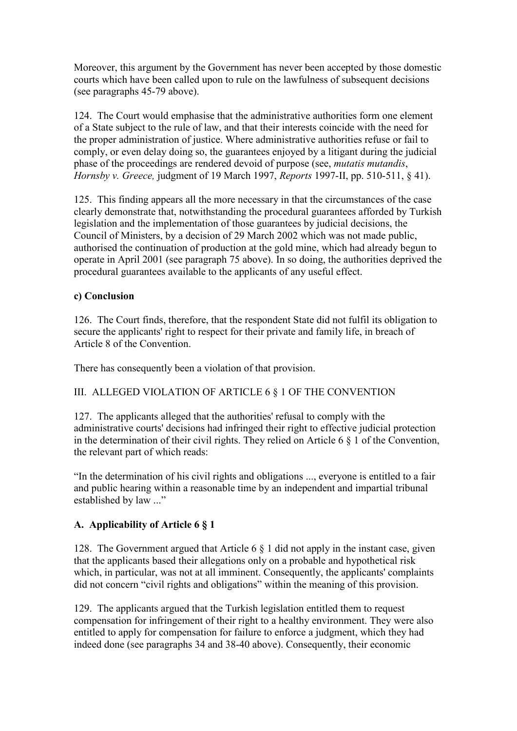Moreover, this argument by the Government has never been accepted by those domestic courts which have been called upon to rule on the lawfulness of subsequent decisions (see paragraphs 45-79 above).

124. The Court would emphasise that the administrative authorities form one element of a State subject to the rule of law, and that their interests coincide with the need for the proper administration of justice. Where administrative authorities refuse or fail to comply, or even delay doing so, the guarantees enjoyed by a litigant during the judicial phase of the proceedings are rendered devoid of purpose (see, *mutatis mutandis*, *Hornsby v. Greece,* judgment of 19 March 1997, *Reports* 1997-II, pp. 510-511, § 41).

125. This finding appears all the more necessary in that the circumstances of the case clearly demonstrate that, notwithstanding the procedural guarantees afforded by Turkish legislation and the implementation of those guarantees by judicial decisions, the Council of Ministers, by a decision of 29 March 2002 which was not made public, authorised the continuation of production at the gold mine, which had already begun to operate in April 2001 (see paragraph 75 above). In so doing, the authorities deprived the procedural guarantees available to the applicants of any useful effect.

**c) Conclusion**

126. The Court finds, therefore, that the respondent State did not fulfil its obligation to secure the applicants' right to respect for their private and family life, in breach of Article 8 of the Convention.

There has consequently been a violation of that provision.

III. ALLEGED VIOLATION OF ARTICLE 6 § 1 OF THE CONVENTION

127. The applicants alleged that the authorities' refusal to comply with the administrative courts' decisions had infringed their right to effective judicial protection in the determination of their civil rights. They relied on Article 6 § 1 of the Convention, the relevant part of which reads:

"In the determination of his civil rights and obligations ..., everyone is entitled to a fair and public hearing within a reasonable time by an independent and impartial tribunal established by law ..."

**A. Applicability of Article 6 § 1**

128. The Government argued that Article 6 § 1 did not apply in the instant case, given that the applicants based their allegations only on a probable and hypothetical risk which, in particular, was not at all imminent. Consequently, the applicants' complaints did not concern "civil rights and obligations" within the meaning of this provision.

129. The applicants argued that the Turkish legislation entitled them to request compensation for infringement of their right to a healthy environment. They were also entitled to apply for compensation for failure to enforce a judgment, which they had indeed done (see paragraphs 34 and 38-40 above). Consequently, their economic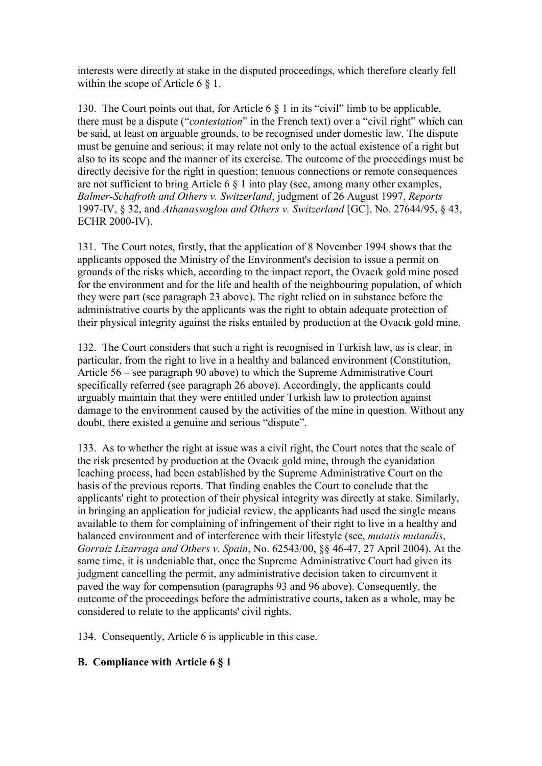interests were directly at stake in the disputed proceedings, which therefore clearly fell within the scope of Article 6 § 1.

130. The Court points out that, for Article 6 § 1 in its "civil" limb to be applicable, there must be a dispute ("*contestation*" in the French text) over a "civil right" which can be said, at least on arguable grounds, to be recognised under domestic law. The dispute must be genuine and serious; it may relate not only to the actual existence of a right but also to its scope and the manner of its exercise. The outcome of the proceedings must be directly decisive for the right in question; tenuous connections or remote consequences are not sufficient to bring Article 6 § 1 into play (see, among many other examples, *Balmer-Schafroth and Others v. Switzerland*, judgment of 26 August 1997, *Reports* 1997-IV, § 32, and *Athanassoglou and Others v. Switzerland* [GC], No. 27644/95, § 43, ECHR 2000-IV).

131. The Court notes, firstly, that the application of 8 November 1994 shows that the applicants opposed the Ministry of the Environment's decision to issue a permit on grounds of the risks which, according to the impact report, the Ovacık gold mine posed for the environment and for the life and health of the neighbouring population, of which they were part (see paragraph 23 above). The right relied on in substance before the administrative courts by the applicants was the right to obtain adequate protection of their physical integrity against the risks entailed by production at the Ovacık gold mine.

132. The Court considers that such a right is recognised in Turkish law, as is clear, in particular, from the right to live in a healthy and balanced environment (Constitution, Article 56 – see paragraph 90 above) to which the Supreme Administrative Court specifically referred (see paragraph 26 above). Accordingly, the applicants could arguably maintain that they were entitled under Turkish law to protection against damage to the environment caused by the activities of the mine in question. Without any doubt, there existed a genuine and serious "dispute".

133. As to whether the right at issue was a civil right, the Court notes that the scale of the risk presented by production at the Ovacık gold mine, through the cyanidation leaching process, had been established by the Supreme Administrative Court on the basis of the previous reports. That finding enables the Court to conclude that the applicants' right to protection of their physical integrity was directly at stake. Similarly, in bringing an application for judicial review, the applicants had used the single means available to them for complaining of infringement of their right to live in a healthy and balanced environment and of interference with their lifestyle (see, *mutatis mutandis*, *Gorraiz Lizarraga and Others v. Spain*, No. 62543/00, §§ 46-47, 27 April 2004). At the same time, it is undeniable that, once the Supreme Administrative Court had given its judgment cancelling the permit, any administrative decision taken to circumvent it paved the way for compensation (paragraphs 93 and 96 above). Consequently, the outcome of the proceedings before the administrative courts, taken as a whole, may be considered to relate to the applicants' civil rights.

134. Consequently, Article 6 is applicable in this case.

### B. Compliance with Article 6 § 1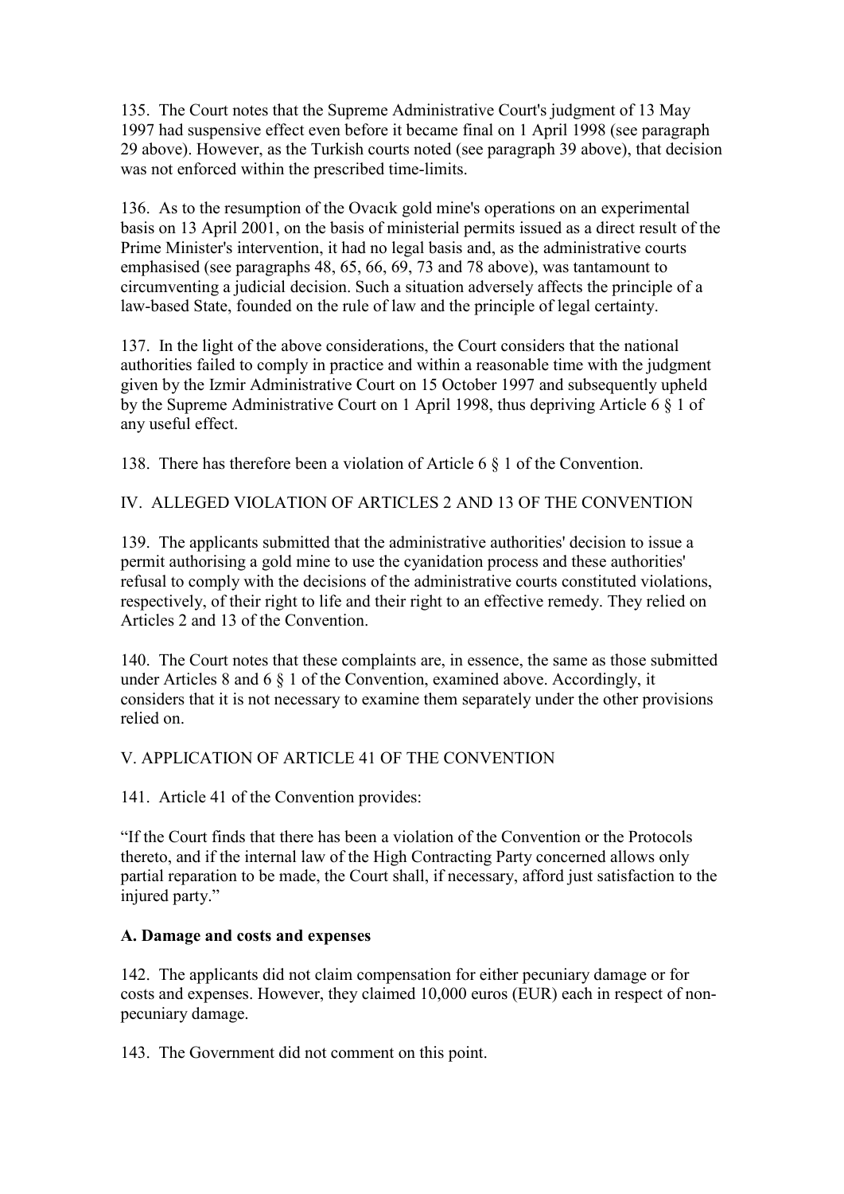135. The Court notes that the Supreme Administrative Court's judgment of 13 May 1997 had suspensive effect even before it became final on 1 April 1998 (see paragraph 29 above). However, as the Turkish courts noted (see paragraph 39 above), that decision was not enforced within the prescribed time-limits.

136. As to the resumption of the Ovacık gold mine's operations on an experimental basis on 13 April 2001, on the basis of ministerial permits issued as a direct result of the Prime Minister's intervention, it had no legal basis and, as the administrative courts emphasised (see paragraphs 48, 65, 66, 69, 73 and 78 above), was tantamount to circumventing a judicial decision. Such a situation adversely affects the principle of a law-based State, founded on the rule of law and the principle of legal certainty.

137. In the light of the above considerations, the Court considers that the national authorities failed to comply in practice and within a reasonable time with the judgment given by the Izmir Administrative Court on 15 October 1997 and subsequently upheld by the Supreme Administrative Court on 1 April 1998, thus depriving Article 6 § 1 of any useful effect.

138. There has therefore been a violation of Article 6 § 1 of the Convention.

## IV. ALLEGED VIOLATION OF ARTICLES 2 AND 13 OF THE CONVENTION

139. The applicants submitted that the administrative authorities' decision to issue a permit authorising a gold mine to use the cyanidation process and these authorities' refusal to comply with the decisions of the administrative courts constituted violations, respectively, of their right to life and their right to an effective remedy. They relied on Articles 2 and 13 of the Convention.

140. The Court notes that these complaints are, in essence, the same as those submitted under Articles 8 and 6 § 1 of the Convention, examined above. Accordingly, it considers that it is not necessary to examine them separately under the other provisions relied on.

## V. APPLICATION OF ARTICLE 41 OF THE CONVENTION

141. Article 41 of the Convention provides:

"If the Court finds that there has been a violation of the Convention or the Protocols thereto, and if the internal law of the High Contracting Party concerned allows only partial reparation to be made, the Court shall, if necessary, afford just satisfaction to the injured party."

### A. Damage and costs and expenses

142. The applicants did not claim compensation for either pecuniary damage or for costs and expenses. However, they claimed 10,000 euros (EUR) each in respect of non-pecuniary damage.

143. The Government did not comment on this point.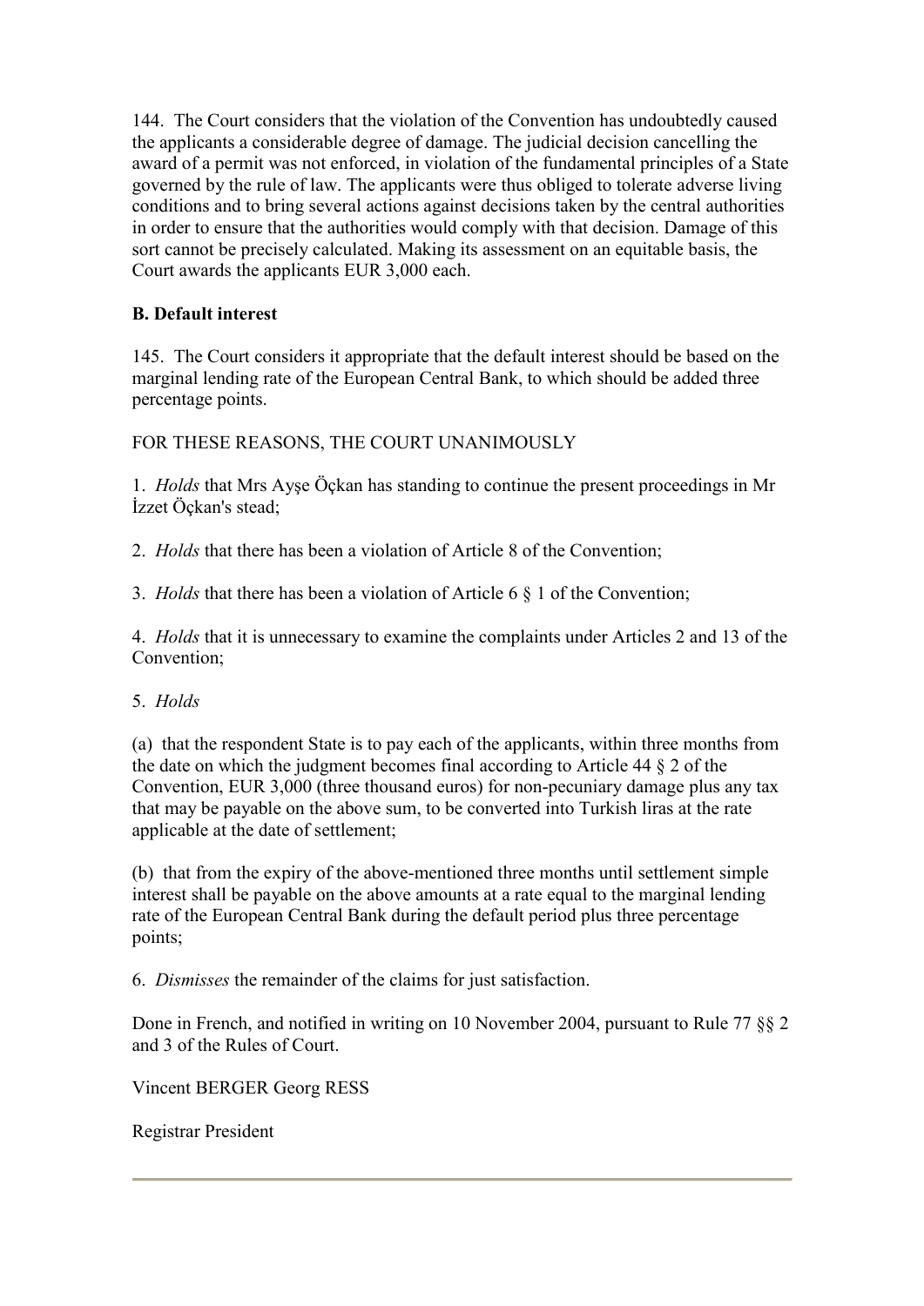144. The Court considers that the violation of the Convention has undoubtedly caused the applicants a considerable degree of damage. The judicial decision cancelling the award of a permit was not enforced, in violation of the fundamental principles of a State governed by the rule of law. The applicants were thus obliged to tolerate adverse living conditions and to bring several actions against decisions taken by the central authorities in order to ensure that the authorities would comply with that decision. Damage of this sort cannot be precisely calculated. Making its assessment on an equitable basis, the Court awards the applicants EUR 3,000 each.

**B. Default interest**

145. The Court considers it appropriate that the default interest should be based on the marginal lending rate of the European Central Bank, to which should be added three percentage points.

FOR THESE REASONS, THE COURT UNANIMOUSLY

1. *Holds* that Mrs Ayşe Öçkan has standing to continue the present proceedings in Mr İzzet Öçkan's stead;

2. *Holds* that there has been a violation of Article 8 of the Convention;

3. *Holds* that there has been a violation of Article 6 § 1 of the Convention;

4. *Holds* that it is unnecessary to examine the complaints under Articles 2 and 13 of the Convention;

5. *Holds*

(a) that the respondent State is to pay each of the applicants, within three months from the date on which the judgment becomes final according to Article 44 § 2 of the Convention, EUR 3,000 (three thousand euros) for non-pecuniary damage plus any tax that may be payable on the above sum, to be converted into Turkish liras at the rate applicable at the date of settlement;

(b) that from the expiry of the above-mentioned three months until settlement simple interest shall be payable on the above amounts at a rate equal to the marginal lending rate of the European Central Bank during the default period plus three percentage points;

6. *Dismisses* the remainder of the claims for just satisfaction.

Done in French, and notified in writing on 10 November 2004, pursuant to Rule 77 §§ 2 and 3 of the Rules of Court.

Vincent BERGER Georg RESS

Registrar President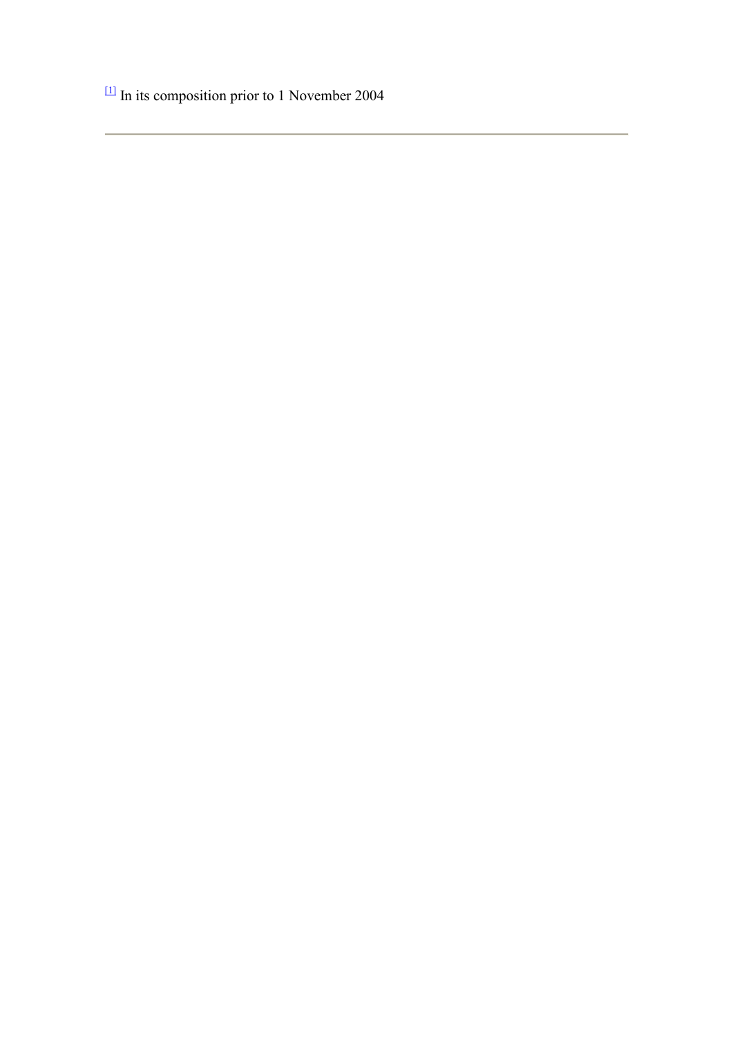[1] In its composition prior to 1 November 2004

---